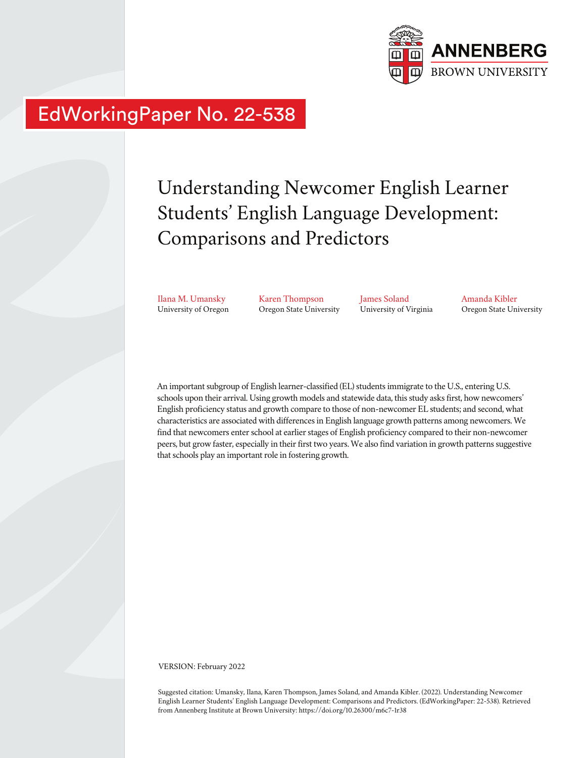ANNENBERG
BROWN UNIVERSITY

EdWorkingPaper No. 22-538

# Understanding Newcomer English Learner Students' English Language Development: Comparisons and Predictors

Ilana M. Umansky
University of Oregon

Karen Thompson
Oregon State University

James Soland
University of Virginia

Amanda Kibler
Oregon State University

An important subgroup of English learner-classified (EL) students immigrate to the U.S., entering U.S. schools upon their arrival. Using growth models and statewide data, this study asks first, how newcomers' English proficiency status and growth compare to those of non-newcomer EL students; and second, what characteristics are associated with differences in English language growth patterns among newcomers. We find that newcomers enter school at earlier stages of English proficiency compared to their non-newcomer peers, but grow faster, especially in their first two years. We also find variation in growth patterns suggestive that schools play an important role in fostering growth.

VERSION: February 2022

Suggested citation: Umansky, Ilana, Karen Thompson, James Soland, and Amanda Kibler. (2022). Understanding Newcomer English Learner Students' English Language Development: Comparisons and Predictors. (EdWorkingPaper: 22-538). Retrieved from Annenberg Institute at Brown University: https://doi.org/10.26300/m6c7-1r38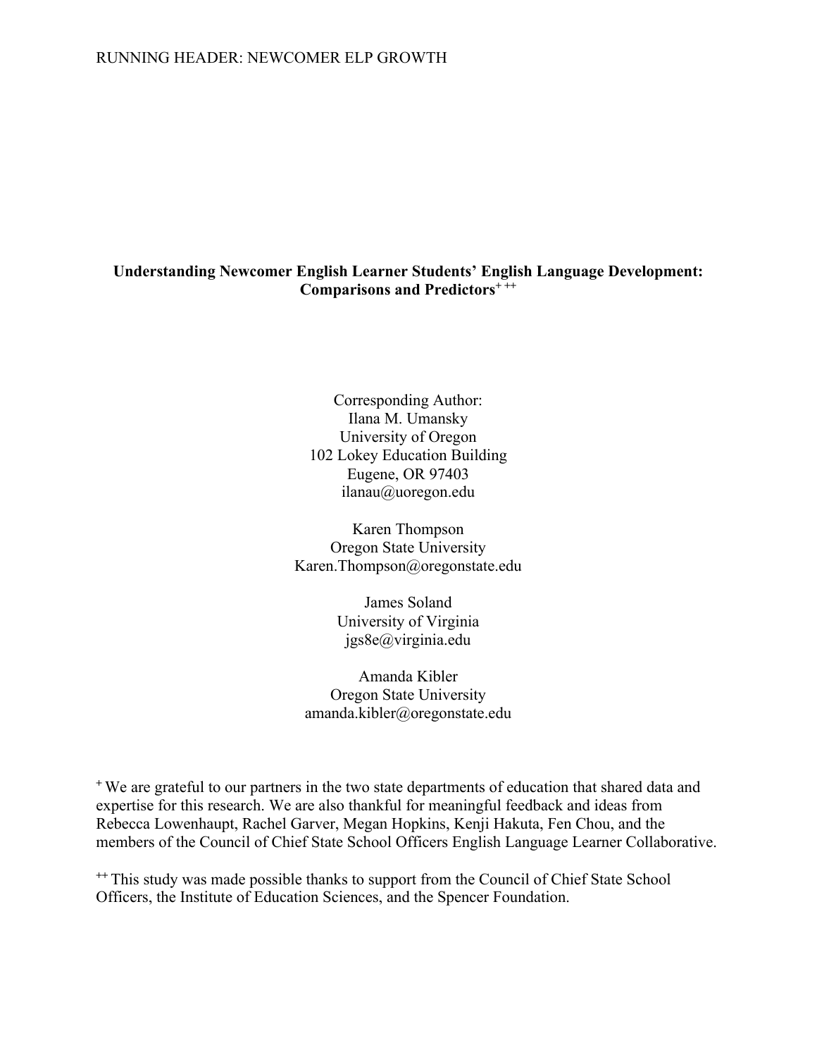**Understanding Newcomer English Learner Students' English Language Development: Comparisons and Predictors**[+ ++]

Corresponding Author:
Ilana M. Umansky
University of Oregon
102 Lokey Education Building
Eugene, OR 97403
ilanau@uoregon.edu

Karen Thompson
Oregon State University
Karen.Thompson@oregonstate.edu

James Soland
University of Virginia
jgs8e@virginia.edu

Amanda Kibler
Oregon State University
amanda.kibler@oregonstate.edu

[+] We are grateful to our partners in the two state departments of education that shared data and expertise for this research. We are also thankful for meaningful feedback and ideas from Rebecca Lowenhaupt, Rachel Garver, Megan Hopkins, Kenji Hakuta, Fen Chou, and the members of the Council of Chief State School Officers English Language Learner Collaborative.

[++] This study was made possible thanks to support from the Council of Chief State School Officers, the Institute of Education Sciences, and the Spencer Foundation.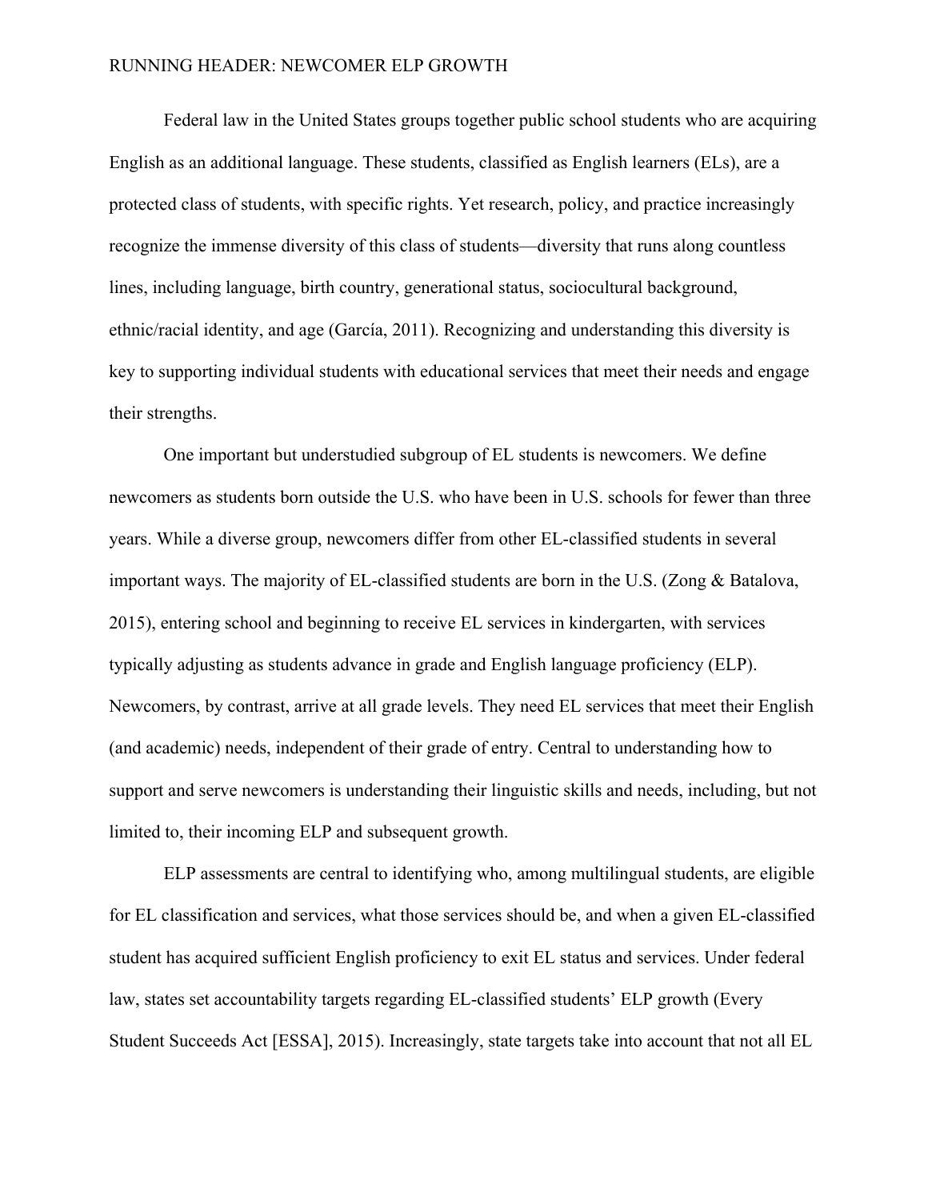Federal law in the United States groups together public school students who are acquiring English as an additional language. These students, classified as English learners (ELs), are a protected class of students, with specific rights. Yet research, policy, and practice increasingly recognize the immense diversity of this class of students—diversity that runs along countless lines, including language, birth country, generational status, sociocultural background, ethnic/racial identity, and age (García, 2011). Recognizing and understanding this diversity is key to supporting individual students with educational services that meet their needs and engage their strengths.

One important but understudied subgroup of EL students is newcomers. We define newcomers as students born outside the U.S. who have been in U.S. schools for fewer than three years. While a diverse group, newcomers differ from other EL-classified students in several important ways. The majority of EL-classified students are born in the U.S. (Zong & Batalova, 2015), entering school and beginning to receive EL services in kindergarten, with services typically adjusting as students advance in grade and English language proficiency (ELP). Newcomers, by contrast, arrive at all grade levels. They need EL services that meet their English (and academic) needs, independent of their grade of entry. Central to understanding how to support and serve newcomers is understanding their linguistic skills and needs, including, but not limited to, their incoming ELP and subsequent growth.

ELP assessments are central to identifying who, among multilingual students, are eligible for EL classification and services, what those services should be, and when a given EL-classified student has acquired sufficient English proficiency to exit EL status and services. Under federal law, states set accountability targets regarding EL-classified students' ELP growth (Every Student Succeeds Act [ESSA], 2015). Increasingly, state targets take into account that not all EL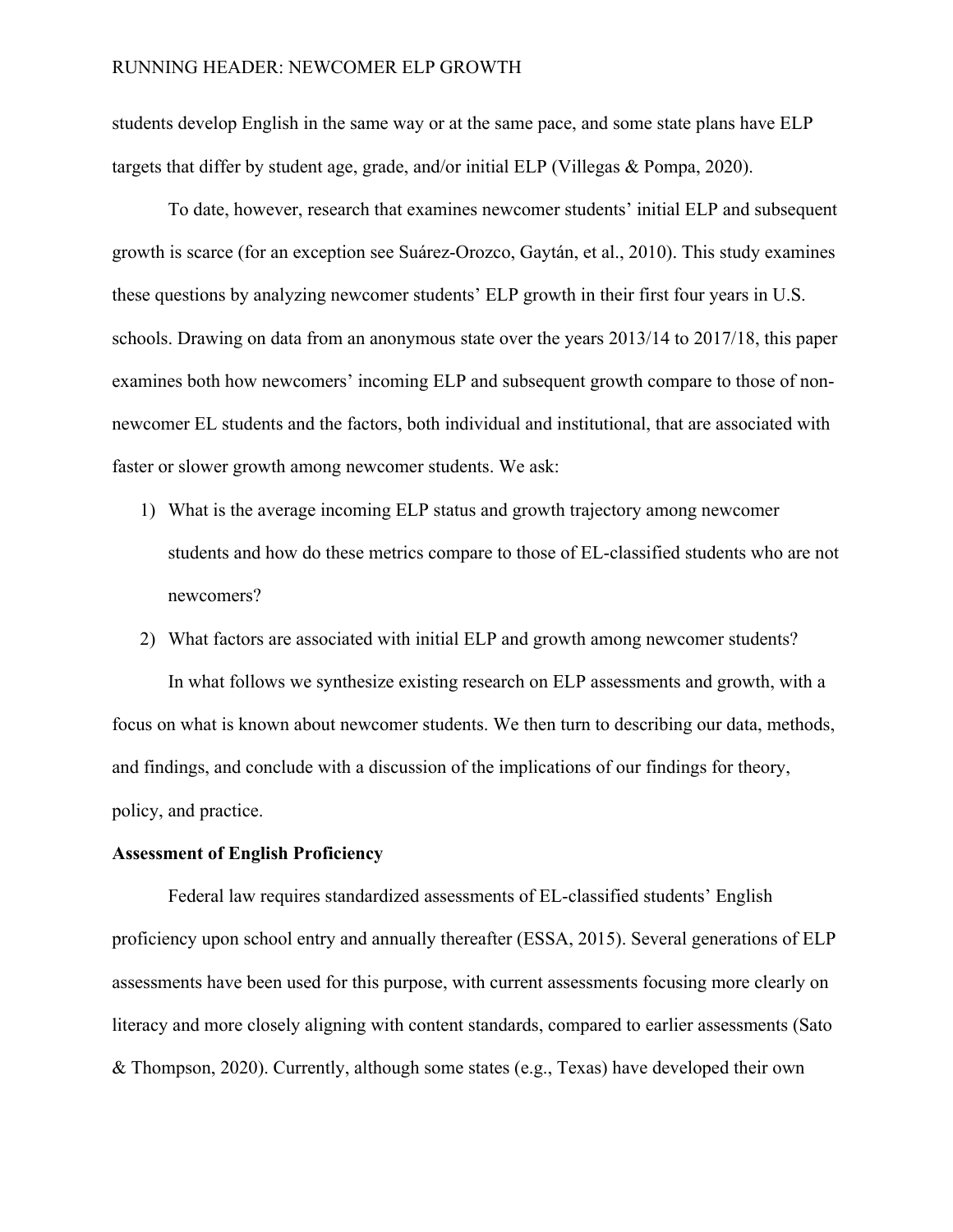students develop English in the same way or at the same pace, and some state plans have ELP targets that differ by student age, grade, and/or initial ELP (Villegas & Pompa, 2020).

To date, however, research that examines newcomer students' initial ELP and subsequent growth is scarce (for an exception see Suárez-Orozco, Gaytán, et al., 2010). This study examines these questions by analyzing newcomer students' ELP growth in their first four years in U.S. schools. Drawing on data from an anonymous state over the years 2013/14 to 2017/18, this paper examines both how newcomers' incoming ELP and subsequent growth compare to those of non-newcomer EL students and the factors, both individual and institutional, that are associated with faster or slower growth among newcomer students. We ask:

1) What is the average incoming ELP status and growth trajectory among newcomer students and how do these metrics compare to those of EL-classified students who are not newcomers?
2) What factors are associated with initial ELP and growth among newcomer students?

In what follows we synthesize existing research on ELP assessments and growth, with a focus on what is known about newcomer students. We then turn to describing our data, methods, and findings, and conclude with a discussion of the implications of our findings for theory, policy, and practice.

**Assessment of English Proficiency**

Federal law requires standardized assessments of EL-classified students' English proficiency upon school entry and annually thereafter (ESSA, 2015). Several generations of ELP assessments have been used for this purpose, with current assessments focusing more clearly on literacy and more closely aligning with content standards, compared to earlier assessments (Sato & Thompson, 2020). Currently, although some states (e.g., Texas) have developed their own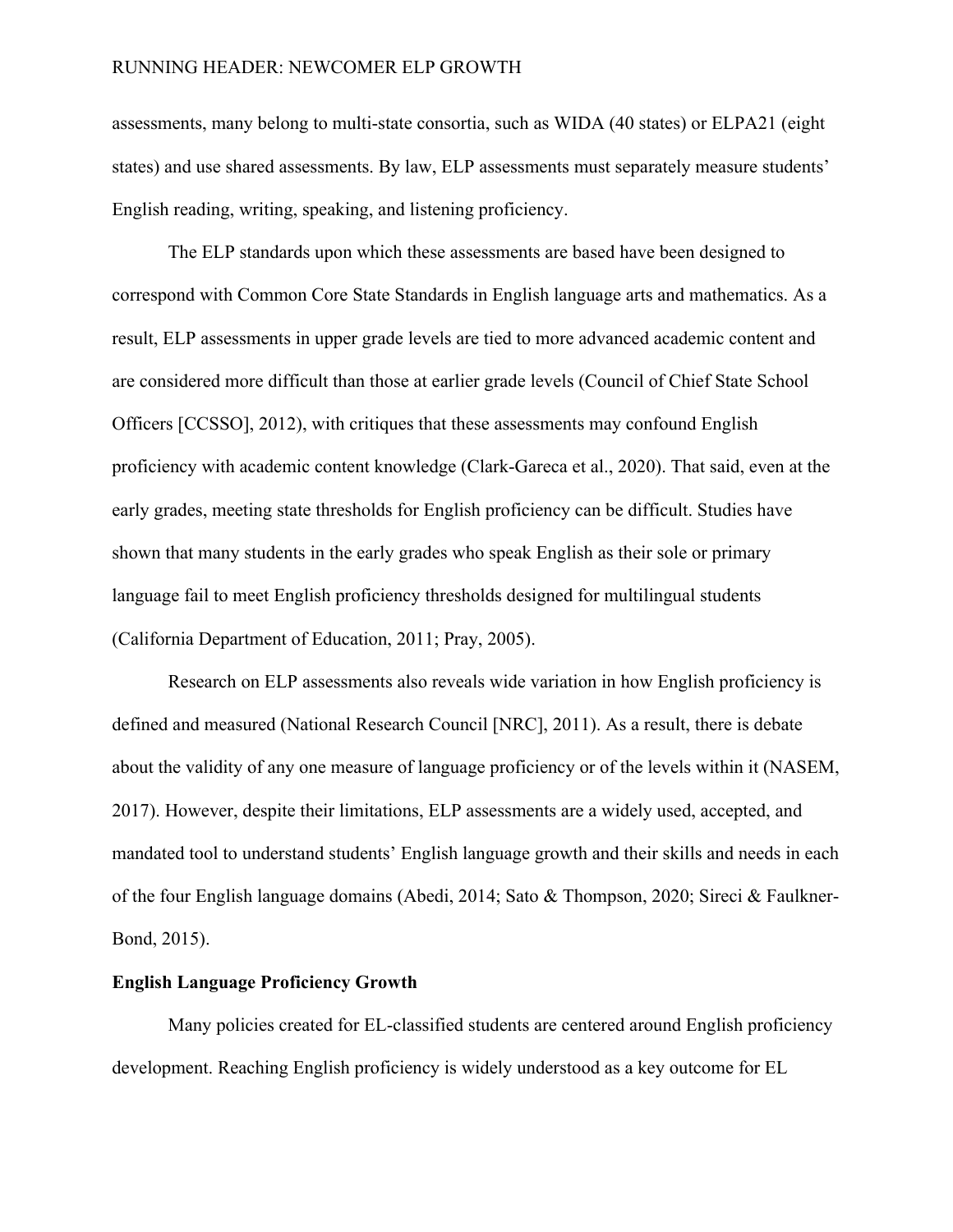assessments, many belong to multi-state consortia, such as WIDA (40 states) or ELPA21 (eight states) and use shared assessments. By law, ELP assessments must separately measure students' English reading, writing, speaking, and listening proficiency.

The ELP standards upon which these assessments are based have been designed to correspond with Common Core State Standards in English language arts and mathematics. As a result, ELP assessments in upper grade levels are tied to more advanced academic content and are considered more difficult than those at earlier grade levels (Council of Chief State School Officers [CCSSO], 2012), with critiques that these assessments may confound English proficiency with academic content knowledge (Clark-Gareca et al., 2020). That said, even at the early grades, meeting state thresholds for English proficiency can be difficult. Studies have shown that many students in the early grades who speak English as their sole or primary language fail to meet English proficiency thresholds designed for multilingual students (California Department of Education, 2011; Pray, 2005).

Research on ELP assessments also reveals wide variation in how English proficiency is defined and measured (National Research Council [NRC], 2011). As a result, there is debate about the validity of any one measure of language proficiency or of the levels within it (NASEM, 2017). However, despite their limitations, ELP assessments are a widely used, accepted, and mandated tool to understand students' English language growth and their skills and needs in each of the four English language domains (Abedi, 2014; Sato & Thompson, 2020; Sireci & Faulkner-Bond, 2015).

**English Language Proficiency Growth**

Many policies created for EL-classified students are centered around English proficiency development. Reaching English proficiency is widely understood as a key outcome for EL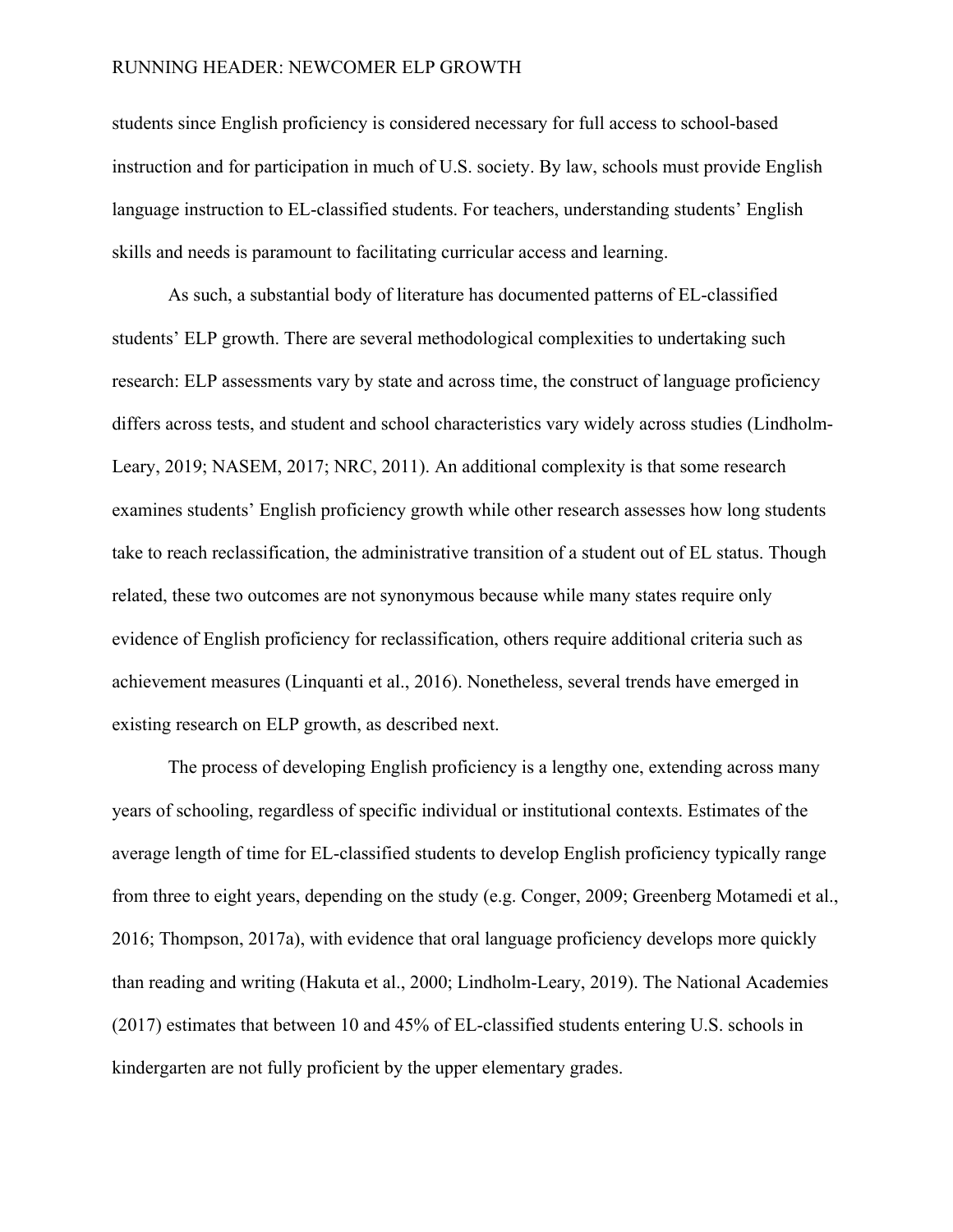students since English proficiency is considered necessary for full access to school-based instruction and for participation in much of U.S. society. By law, schools must provide English language instruction to EL-classified students. For teachers, understanding students' English skills and needs is paramount to facilitating curricular access and learning.

As such, a substantial body of literature has documented patterns of EL-classified students' ELP growth. There are several methodological complexities to undertaking such research: ELP assessments vary by state and across time, the construct of language proficiency differs across tests, and student and school characteristics vary widely across studies (Lindholm-Leary, 2019; NASEM, 2017; NRC, 2011). An additional complexity is that some research examines students' English proficiency growth while other research assesses how long students take to reach reclassification, the administrative transition of a student out of EL status. Though related, these two outcomes are not synonymous because while many states require only evidence of English proficiency for reclassification, others require additional criteria such as achievement measures (Linquanti et al., 2016). Nonetheless, several trends have emerged in existing research on ELP growth, as described next.

The process of developing English proficiency is a lengthy one, extending across many years of schooling, regardless of specific individual or institutional contexts. Estimates of the average length of time for EL-classified students to develop English proficiency typically range from three to eight years, depending on the study (e.g. Conger, 2009; Greenberg Motamedi et al., 2016; Thompson, 2017a), with evidence that oral language proficiency develops more quickly than reading and writing (Hakuta et al., 2000; Lindholm-Leary, 2019). The National Academies (2017) estimates that between 10 and 45% of EL-classified students entering U.S. schools in kindergarten are not fully proficient by the upper elementary grades.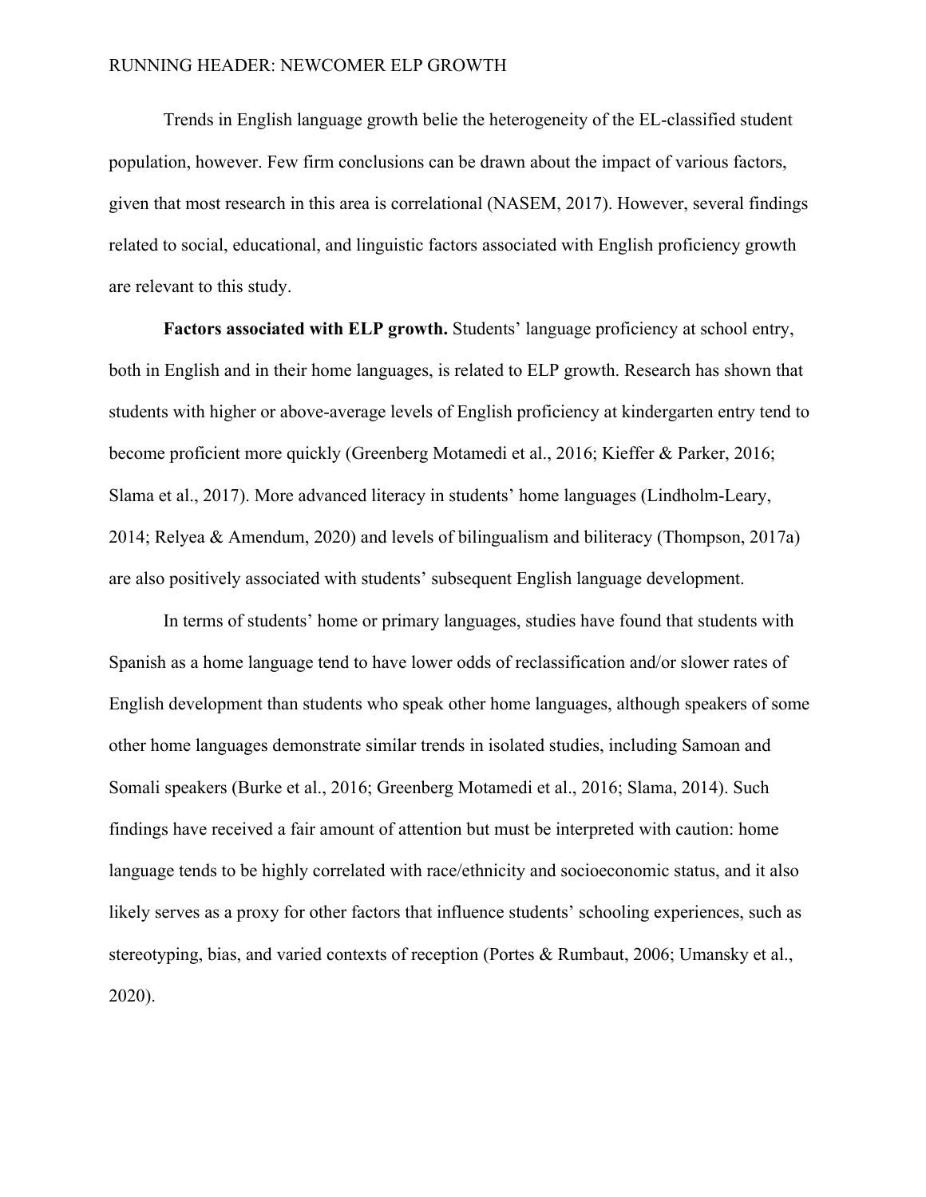Trends in English language growth belie the heterogeneity of the EL-classified student population, however. Few firm conclusions can be drawn about the impact of various factors, given that most research in this area is correlational (NASEM, 2017). However, several findings related to social, educational, and linguistic factors associated with English proficiency growth are relevant to this study.

**Factors associated with ELP growth.** Students' language proficiency at school entry, both in English and in their home languages, is related to ELP growth. Research has shown that students with higher or above-average levels of English proficiency at kindergarten entry tend to become proficient more quickly (Greenberg Motamedi et al., 2016; Kieffer & Parker, 2016; Slama et al., 2017). More advanced literacy in students' home languages (Lindholm-Leary, 2014; Relyea & Amendum, 2020) and levels of bilingualism and biliteracy (Thompson, 2017a) are also positively associated with students' subsequent English language development.

In terms of students' home or primary languages, studies have found that students with Spanish as a home language tend to have lower odds of reclassification and/or slower rates of English development than students who speak other home languages, although speakers of some other home languages demonstrate similar trends in isolated studies, including Samoan and Somali speakers (Burke et al., 2016; Greenberg Motamedi et al., 2016; Slama, 2014). Such findings have received a fair amount of attention but must be interpreted with caution: home language tends to be highly correlated with race/ethnicity and socioeconomic status, and it also likely serves as a proxy for other factors that influence students' schooling experiences, such as stereotyping, bias, and varied contexts of reception (Portes & Rumbaut, 2006; Umansky et al., 2020).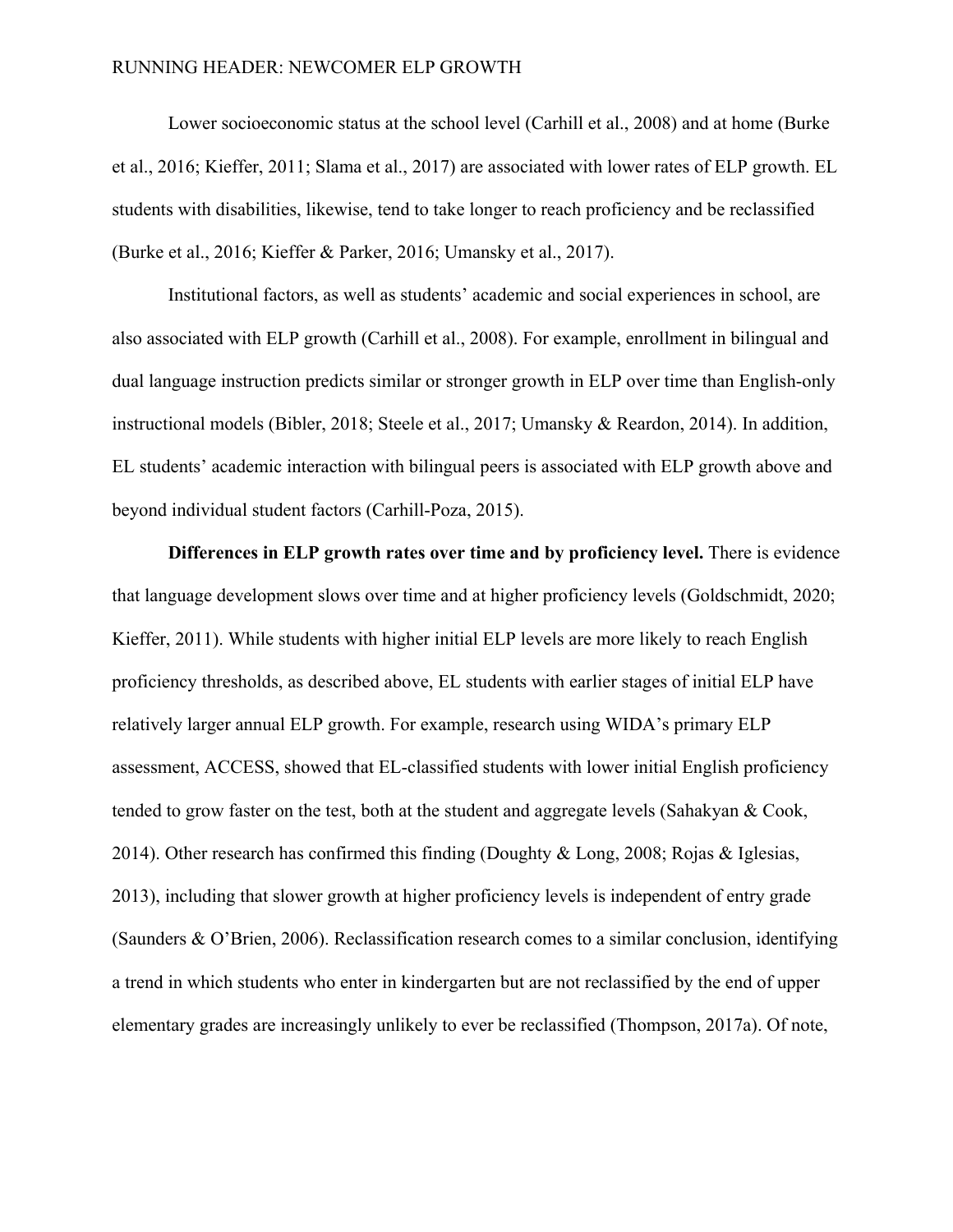Lower socioeconomic status at the school level (Carhill et al., 2008) and at home (Burke et al., 2016; Kieffer, 2011; Slama et al., 2017) are associated with lower rates of ELP growth. EL students with disabilities, likewise, tend to take longer to reach proficiency and be reclassified (Burke et al., 2016; Kieffer & Parker, 2016; Umansky et al., 2017).

Institutional factors, as well as students' academic and social experiences in school, are also associated with ELP growth (Carhill et al., 2008). For example, enrollment in bilingual and dual language instruction predicts similar or stronger growth in ELP over time than English-only instructional models (Bibler, 2018; Steele et al., 2017; Umansky & Reardon, 2014). In addition, EL students' academic interaction with bilingual peers is associated with ELP growth above and beyond individual student factors (Carhill-Poza, 2015).

**Differences in ELP growth rates over time and by proficiency level.** There is evidence that language development slows over time and at higher proficiency levels (Goldschmidt, 2020; Kieffer, 2011). While students with higher initial ELP levels are more likely to reach English proficiency thresholds, as described above, EL students with earlier stages of initial ELP have relatively larger annual ELP growth. For example, research using WIDA's primary ELP assessment, ACCESS, showed that EL-classified students with lower initial English proficiency tended to grow faster on the test, both at the student and aggregate levels (Sahakyan & Cook, 2014). Other research has confirmed this finding (Doughty & Long, 2008; Rojas & Iglesias, 2013), including that slower growth at higher proficiency levels is independent of entry grade (Saunders & O'Brien, 2006). Reclassification research comes to a similar conclusion, identifying a trend in which students who enter in kindergarten but are not reclassified by the end of upper elementary grades are increasingly unlikely to ever be reclassified (Thompson, 2017a). Of note,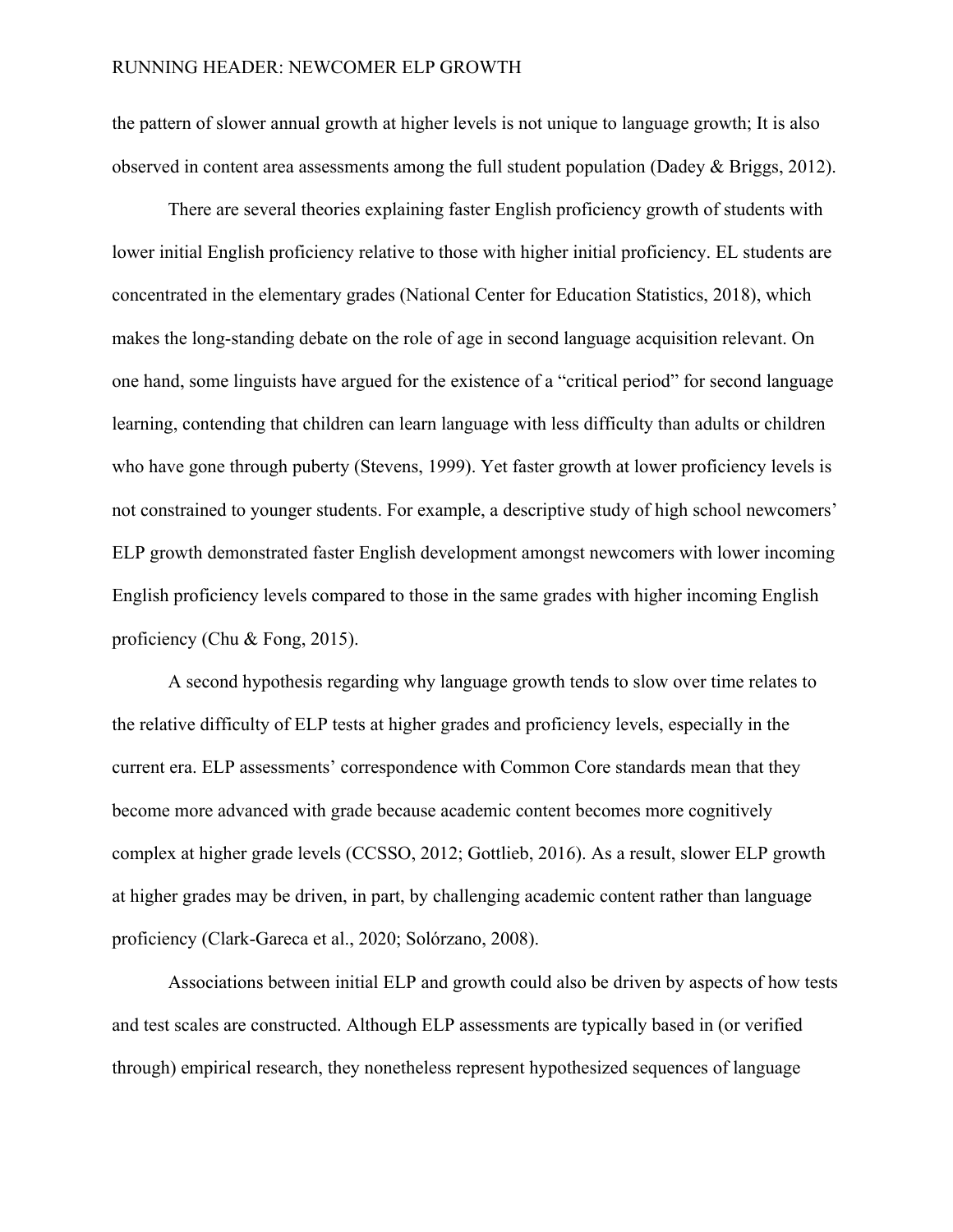the pattern of slower annual growth at higher levels is not unique to language growth; It is also observed in content area assessments among the full student population (Dadey & Briggs, 2012).

There are several theories explaining faster English proficiency growth of students with lower initial English proficiency relative to those with higher initial proficiency. EL students are concentrated in the elementary grades (National Center for Education Statistics, 2018), which makes the long-standing debate on the role of age in second language acquisition relevant. On one hand, some linguists have argued for the existence of a "critical period" for second language learning, contending that children can learn language with less difficulty than adults or children who have gone through puberty (Stevens, 1999). Yet faster growth at lower proficiency levels is not constrained to younger students. For example, a descriptive study of high school newcomers' ELP growth demonstrated faster English development amongst newcomers with lower incoming English proficiency levels compared to those in the same grades with higher incoming English proficiency (Chu & Fong, 2015).

A second hypothesis regarding why language growth tends to slow over time relates to the relative difficulty of ELP tests at higher grades and proficiency levels, especially in the current era. ELP assessments' correspondence with Common Core standards mean that they become more advanced with grade because academic content becomes more cognitively complex at higher grade levels (CCSSO, 2012; Gottlieb, 2016). As a result, slower ELP growth at higher grades may be driven, in part, by challenging academic content rather than language proficiency (Clark-Gareca et al., 2020; Solórzano, 2008).

Associations between initial ELP and growth could also be driven by aspects of how tests and test scales are constructed. Although ELP assessments are typically based in (or verified through) empirical research, they nonetheless represent hypothesized sequences of language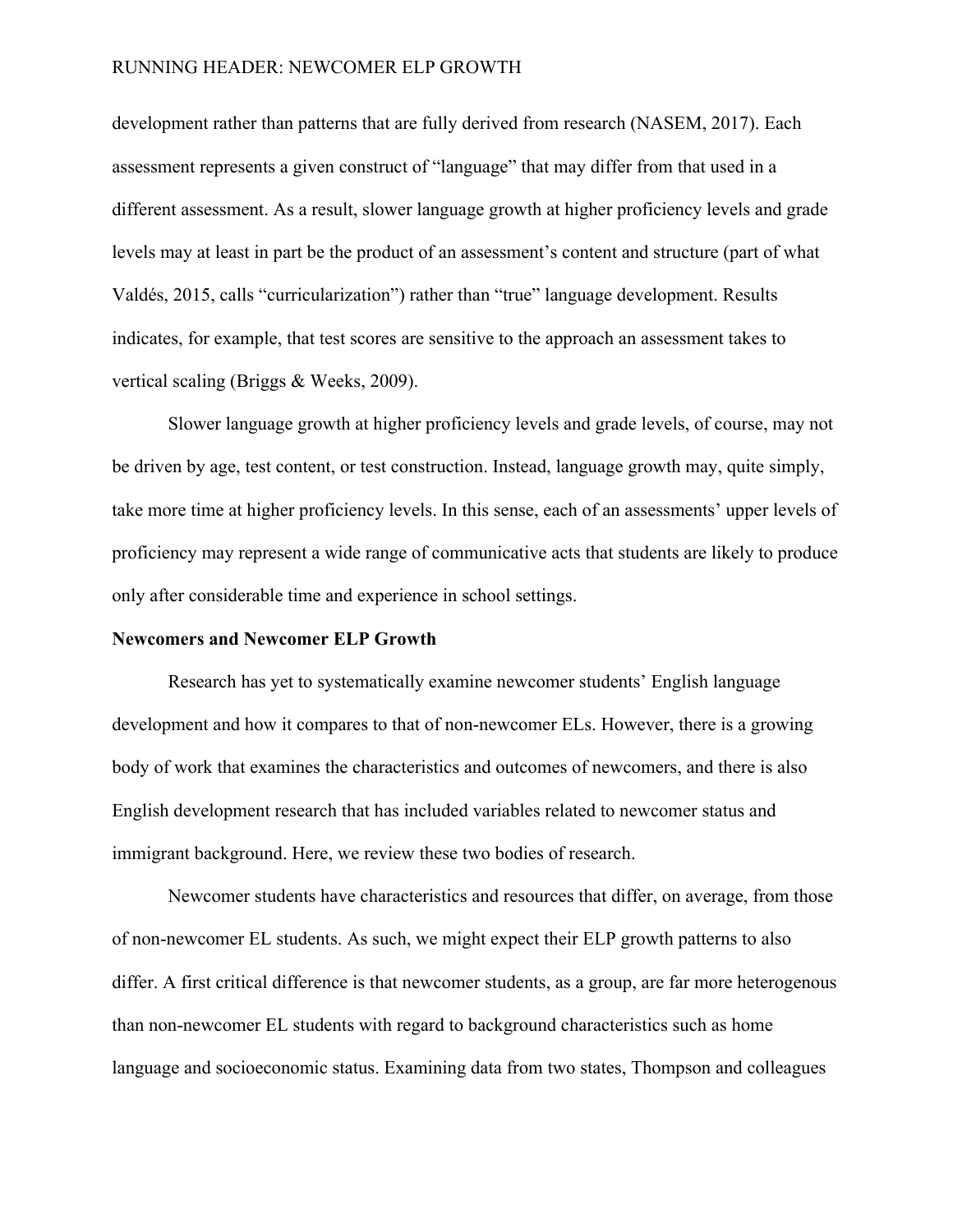development rather than patterns that are fully derived from research (NASEM, 2017). Each assessment represents a given construct of "language" that may differ from that used in a different assessment. As a result, slower language growth at higher proficiency levels and grade levels may at least in part be the product of an assessment's content and structure (part of what Valdés, 2015, calls "curricularization") rather than "true" language development. Results indicates, for example, that test scores are sensitive to the approach an assessment takes to vertical scaling (Briggs & Weeks, 2009).

Slower language growth at higher proficiency levels and grade levels, of course, may not be driven by age, test content, or test construction. Instead, language growth may, quite simply, take more time at higher proficiency levels. In this sense, each of an assessments' upper levels of proficiency may represent a wide range of communicative acts that students are likely to produce only after considerable time and experience in school settings.

**Newcomers and Newcomer ELP Growth**

Research has yet to systematically examine newcomer students' English language development and how it compares to that of non-newcomer ELs. However, there is a growing body of work that examines the characteristics and outcomes of newcomers, and there is also English development research that has included variables related to newcomer status and immigrant background. Here, we review these two bodies of research.

Newcomer students have characteristics and resources that differ, on average, from those of non-newcomer EL students. As such, we might expect their ELP growth patterns to also differ. A first critical difference is that newcomer students, as a group, are far more heterogenous than non-newcomer EL students with regard to background characteristics such as home language and socioeconomic status. Examining data from two states, Thompson and colleagues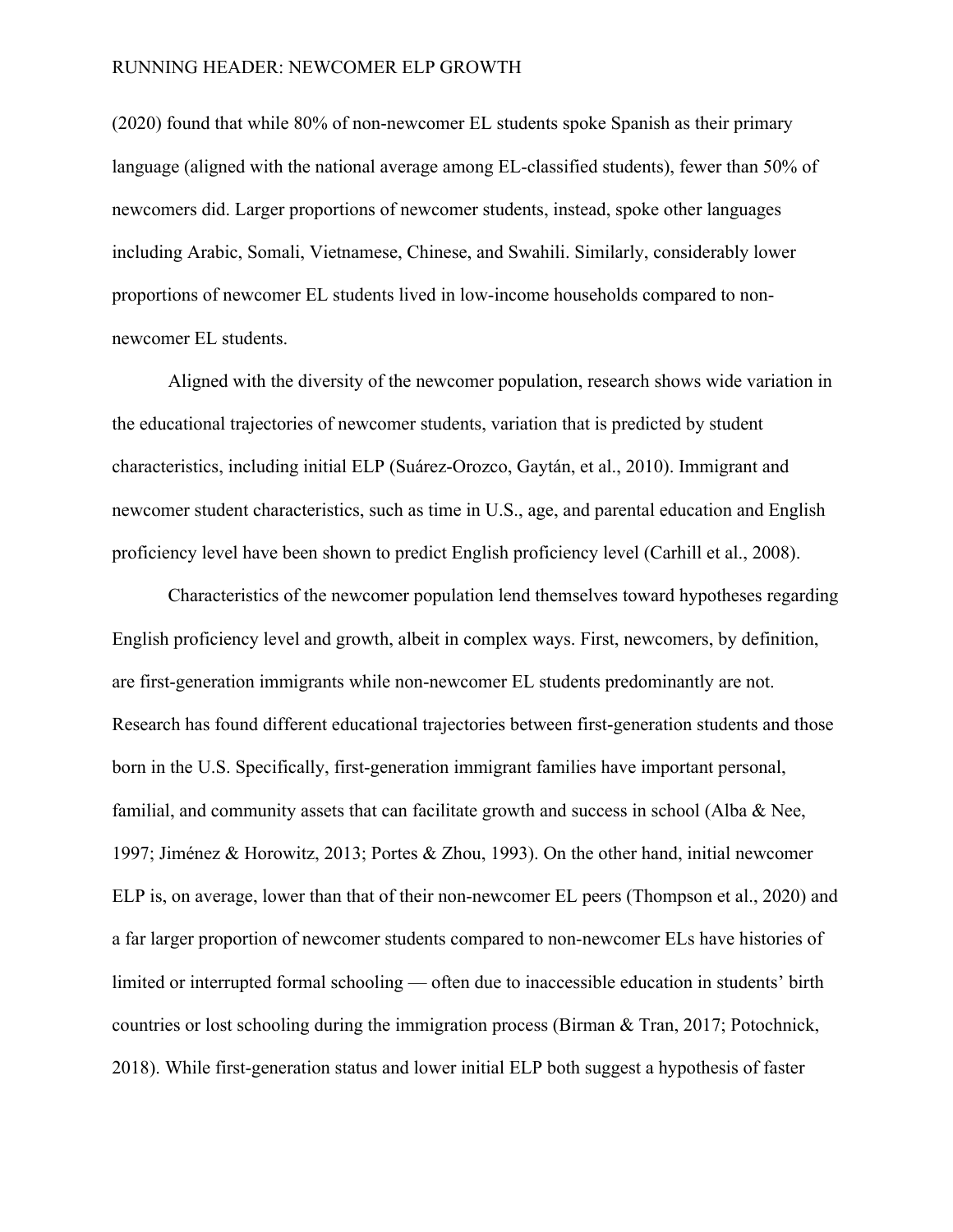(2020) found that while 80% of non-newcomer EL students spoke Spanish as their primary language (aligned with the national average among EL-classified students), fewer than 50% of newcomers did. Larger proportions of newcomer students, instead, spoke other languages including Arabic, Somali, Vietnamese, Chinese, and Swahili. Similarly, considerably lower proportions of newcomer EL students lived in low-income households compared to non-newcomer EL students.

Aligned with the diversity of the newcomer population, research shows wide variation in the educational trajectories of newcomer students, variation that is predicted by student characteristics, including initial ELP (Suárez-Orozco, Gaytán, et al., 2010). Immigrant and newcomer student characteristics, such as time in U.S., age, and parental education and English proficiency level have been shown to predict English proficiency level (Carhill et al., 2008).

Characteristics of the newcomer population lend themselves toward hypotheses regarding English proficiency level and growth, albeit in complex ways. First, newcomers, by definition, are first-generation immigrants while non-newcomer EL students predominantly are not. Research has found different educational trajectories between first-generation students and those born in the U.S. Specifically, first-generation immigrant families have important personal, familial, and community assets that can facilitate growth and success in school (Alba & Nee, 1997; Jiménez & Horowitz, 2013; Portes & Zhou, 1993). On the other hand, initial newcomer ELP is, on average, lower than that of their non-newcomer EL peers (Thompson et al., 2020) and a far larger proportion of newcomer students compared to non-newcomer ELs have histories of limited or interrupted formal schooling — often due to inaccessible education in students' birth countries or lost schooling during the immigration process (Birman & Tran, 2017; Potochnick, 2018). While first-generation status and lower initial ELP both suggest a hypothesis of faster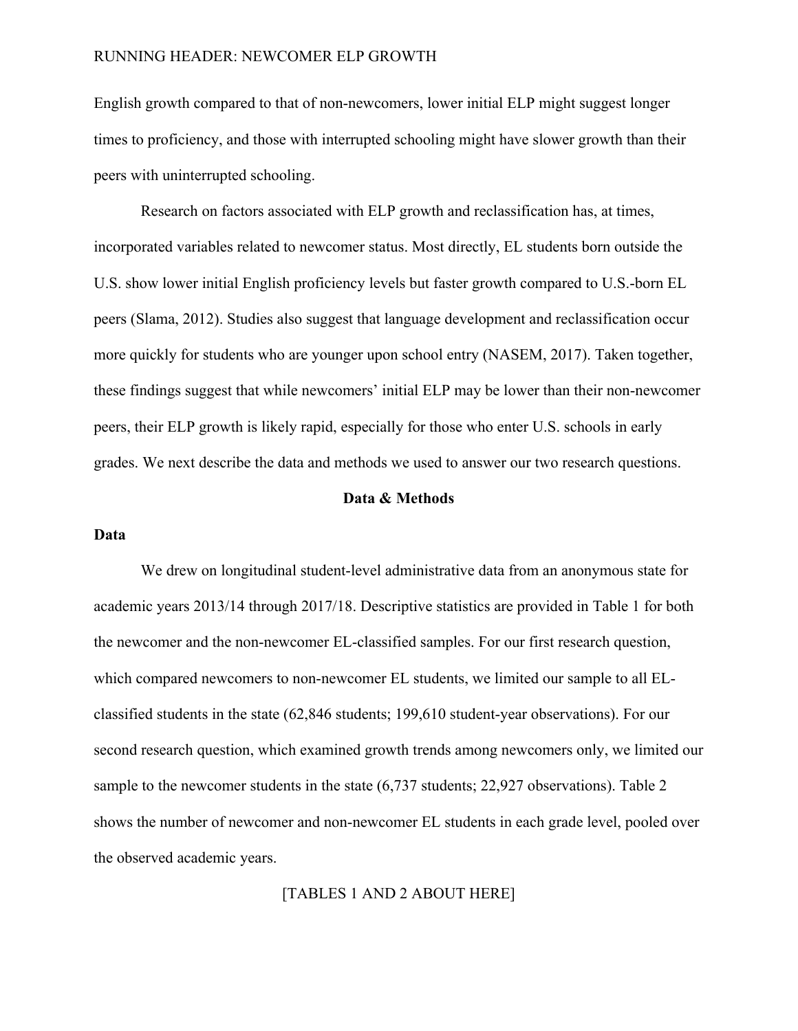English growth compared to that of non-newcomers, lower initial ELP might suggest longer times to proficiency, and those with interrupted schooling might have slower growth than their peers with uninterrupted schooling.

Research on factors associated with ELP growth and reclassification has, at times, incorporated variables related to newcomer status. Most directly, EL students born outside the U.S. show lower initial English proficiency levels but faster growth compared to U.S.-born EL peers (Slama, 2012). Studies also suggest that language development and reclassification occur more quickly for students who are younger upon school entry (NASEM, 2017). Taken together, these findings suggest that while newcomers' initial ELP may be lower than their non-newcomer peers, their ELP growth is likely rapid, especially for those who enter U.S. schools in early grades. We next describe the data and methods we used to answer our two research questions.

## Data & Methods

### Data

We drew on longitudinal student-level administrative data from an anonymous state for academic years 2013/14 through 2017/18. Descriptive statistics are provided in Table 1 for both the newcomer and the non-newcomer EL-classified samples. For our first research question, which compared newcomers to non-newcomer EL students, we limited our sample to all EL-classified students in the state (62,846 students; 199,610 student-year observations). For our second research question, which examined growth trends among newcomers only, we limited our sample to the newcomer students in the state (6,737 students; 22,927 observations). Table 2 shows the number of newcomer and non-newcomer EL students in each grade level, pooled over the observed academic years.

[TABLES 1 AND 2 ABOUT HERE]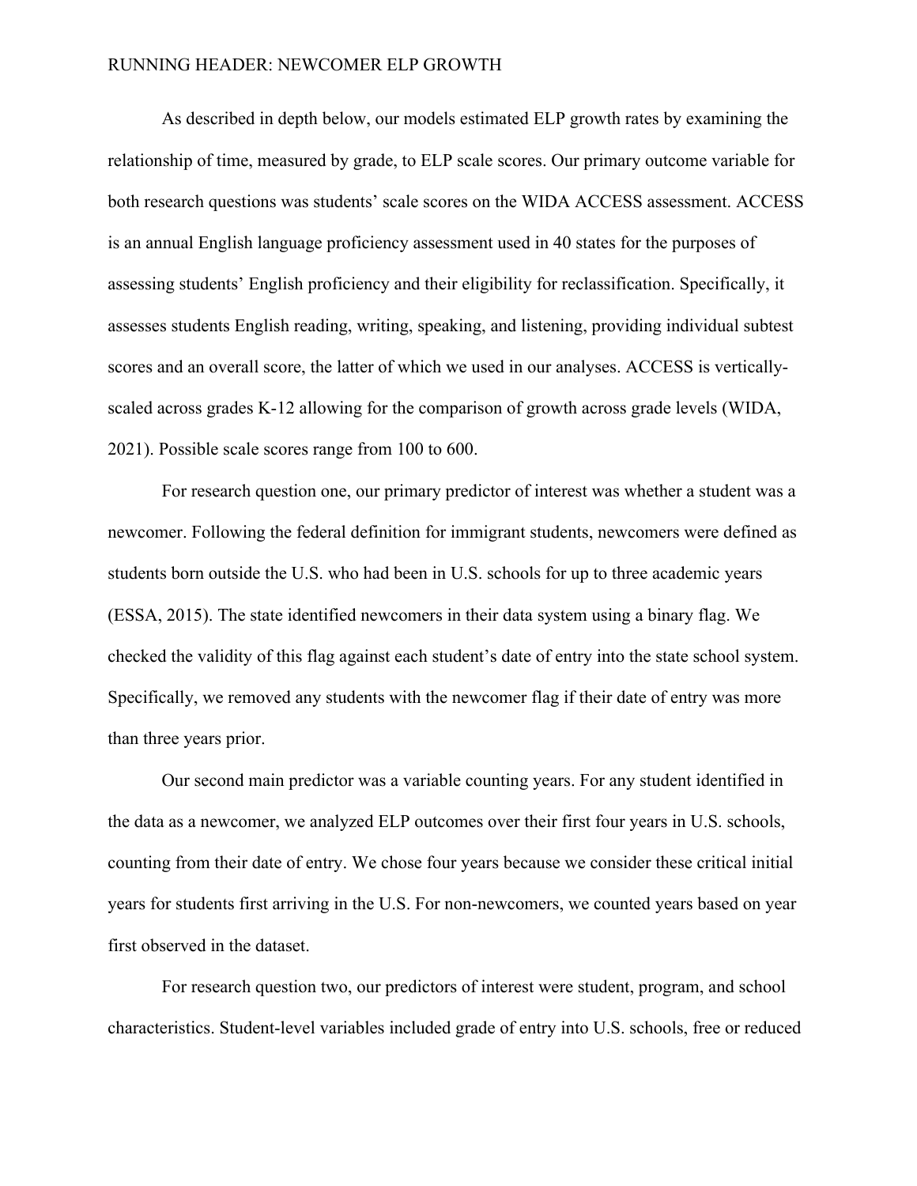As described in depth below, our models estimated ELP growth rates by examining the relationship of time, measured by grade, to ELP scale scores. Our primary outcome variable for both research questions was students' scale scores on the WIDA ACCESS assessment. ACCESS is an annual English language proficiency assessment used in 40 states for the purposes of assessing students' English proficiency and their eligibility for reclassification. Specifically, it assesses students English reading, writing, speaking, and listening, providing individual subtest scores and an overall score, the latter of which we used in our analyses. ACCESS is vertically-scaled across grades K-12 allowing for the comparison of growth across grade levels (WIDA, 2021). Possible scale scores range from 100 to 600.

For research question one, our primary predictor of interest was whether a student was a newcomer. Following the federal definition for immigrant students, newcomers were defined as students born outside the U.S. who had been in U.S. schools for up to three academic years (ESSA, 2015). The state identified newcomers in their data system using a binary flag. We checked the validity of this flag against each student's date of entry into the state school system. Specifically, we removed any students with the newcomer flag if their date of entry was more than three years prior.

Our second main predictor was a variable counting years. For any student identified in the data as a newcomer, we analyzed ELP outcomes over their first four years in U.S. schools, counting from their date of entry. We chose four years because we consider these critical initial years for students first arriving in the U.S. For non-newcomers, we counted years based on year first observed in the dataset.

For research question two, our predictors of interest were student, program, and school characteristics. Student-level variables included grade of entry into U.S. schools, free or reduced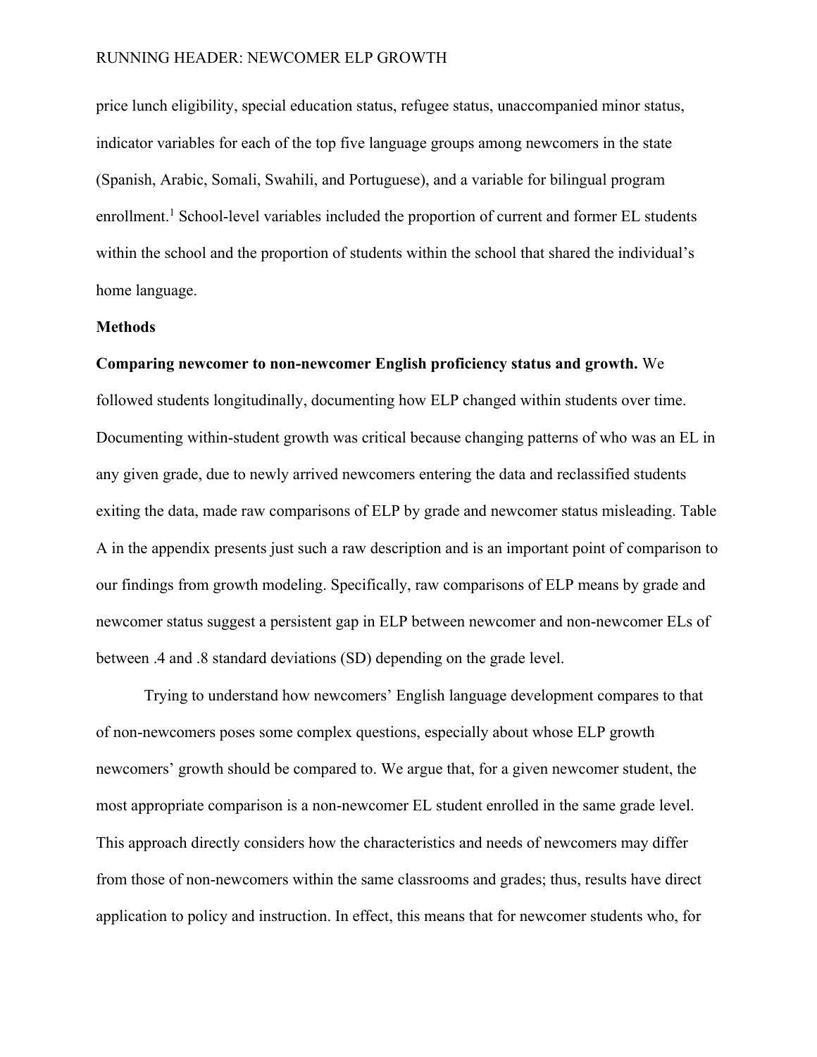price lunch eligibility, special education status, refugee status, unaccompanied minor status, indicator variables for each of the top five language groups among newcomers in the state (Spanish, Arabic, Somali, Swahili, and Portuguese), and a variable for bilingual program enrollment.[1] School-level variables included the proportion of current and former EL students within the school and the proportion of students within the school that shared the individual's home language.

**Methods**

**Comparing newcomer to non-newcomer English proficiency status and growth.** We followed students longitudinally, documenting how ELP changed within students over time. Documenting within-student growth was critical because changing patterns of who was an EL in any given grade, due to newly arrived newcomers entering the data and reclassified students exiting the data, made raw comparisons of ELP by grade and newcomer status misleading. Table A in the appendix presents just such a raw description and is an important point of comparison to our findings from growth modeling. Specifically, raw comparisons of ELP means by grade and newcomer status suggest a persistent gap in ELP between newcomer and non-newcomer ELs of between .4 and .8 standard deviations (SD) depending on the grade level.

Trying to understand how newcomers' English language development compares to that of non-newcomers poses some complex questions, especially about whose ELP growth newcomers' growth should be compared to. We argue that, for a given newcomer student, the most appropriate comparison is a non-newcomer EL student enrolled in the same grade level. This approach directly considers how the characteristics and needs of newcomers may differ from those of non-newcomers within the same classrooms and grades; thus, results have direct application to policy and instruction. In effect, this means that for newcomer students who, for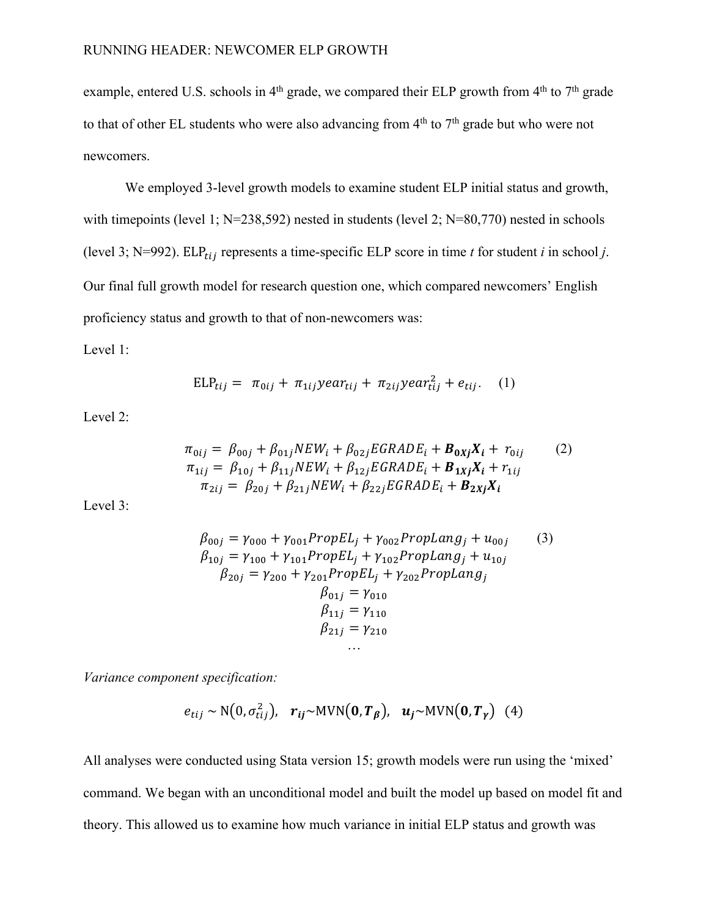example, entered U.S. schools in 4th grade, we compared their ELP growth from 4th to 7th grade to that of other EL students who were also advancing from 4th to 7th grade but who were not newcomers.

We employed 3-level growth models to examine student ELP initial status and growth, with timepoints (level 1; N=238,592) nested in students (level 2; N=80,770) nested in schools (level 3; N=992). $\text{ELP}_{tij}$ represents a time-specific ELP score in time *t* for student *i* in school *j*. Our final full growth model for research question one, which compared newcomers' English proficiency status and growth to that of non-newcomers was:

Level 1:

$$\text{ELP}_{tij} = \pi_{0ij} + \pi_{1ij} year_{tij} + \pi_{2ij} year_{tij}^2 + e_{tij}. \quad (1)$$

Level 2:

$$\begin{aligned}
\pi_{0ij} &= \beta_{00j} + \beta_{01j} NEW_i + \beta_{02j} EGRADE_i + \boldsymbol{B_{0Xj} X_i} + r_{0ij} \quad (2) \\
\pi_{1ij} &= \beta_{10j} + \beta_{11j} NEW_i + \beta_{12j} EGRADE_i + \boldsymbol{B_{1Xj} X_i} + r_{1ij} \\
\pi_{2ij} &= \beta_{20j} + \beta_{21j} NEW_i + \beta_{22j} EGRADE_i + \boldsymbol{B_{2Xj} X_i}
\end{aligned}$$

Level 3:

$$\begin{aligned}
\beta_{00j} &= \gamma_{000} + \gamma_{001} PropEL_j + \gamma_{002} PropLang_j + u_{00j} \quad (3) \\
\beta_{10j} &= \gamma_{100} + \gamma_{101} PropEL_j + \gamma_{102} PropLang_j + u_{10j} \\
\beta_{20j} &= \gamma_{200} + \gamma_{201} PropEL_j + \gamma_{202} PropLang_j \\
\beta_{01j} &= \gamma_{010} \\
\beta_{11j} &= \gamma_{110} \\
\beta_{21j} &= \gamma_{210} \\
&\ldots
\end{aligned}$$

*Variance component specification:*

$$e_{tij} \sim \text{N}(0, \sigma_{tij}^2), \quad \boldsymbol{r_{ij}} \sim \text{MVN}(\boldsymbol{0}, \boldsymbol{T_\beta}), \quad \boldsymbol{u_j} \sim \text{MVN}(\boldsymbol{0}, \boldsymbol{T_\gamma}) \quad (4)$$

All analyses were conducted using Stata version 15; growth models were run using the 'mixed' command. We began with an unconditional model and built the model up based on model fit and theory. This allowed us to examine how much variance in initial ELP status and growth was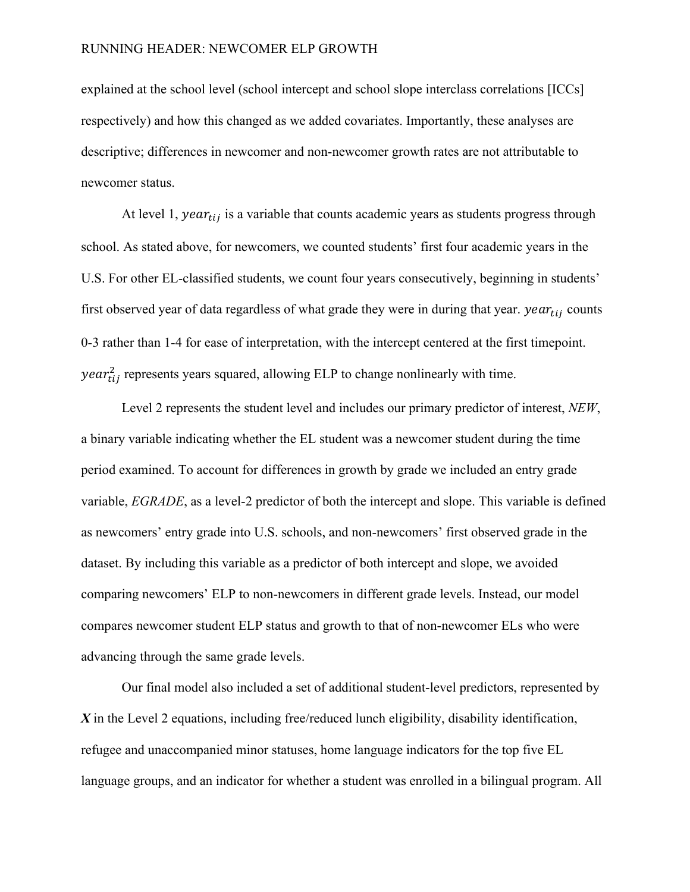explained at the school level (school intercept and school slope interclass correlations [ICCs] respectively) and how this changed as we added covariates. Importantly, these analyses are descriptive; differences in newcomer and non-newcomer growth rates are not attributable to newcomer status.

At level 1, $year_{tij}$ is a variable that counts academic years as students progress through school. As stated above, for newcomers, we counted students' first four academic years in the U.S. For other EL-classified students, we count four years consecutively, beginning in students' first observed year of data regardless of what grade they were in during that year. $year_{tij}$ counts 0-3 rather than 1-4 for ease of interpretation, with the intercept centered at the first timepoint. $year_{tij}^2$ represents years squared, allowing ELP to change nonlinearly with time.

Level 2 represents the student level and includes our primary predictor of interest, *NEW*, a binary variable indicating whether the EL student was a newcomer student during the time period examined. To account for differences in growth by grade we included an entry grade variable, *EGRADE*, as a level-2 predictor of both the intercept and slope. This variable is defined as newcomers' entry grade into U.S. schools, and non-newcomers' first observed grade in the dataset. By including this variable as a predictor of both intercept and slope, we avoided comparing newcomers' ELP to non-newcomers in different grade levels. Instead, our model compares newcomer student ELP status and growth to that of non-newcomer ELs who were advancing through the same grade levels.

Our final model also included a set of additional student-level predictors, represented by ***X*** in the Level 2 equations, including free/reduced lunch eligibility, disability identification, refugee and unaccompanied minor statuses, home language indicators for the top five EL language groups, and an indicator for whether a student was enrolled in a bilingual program. All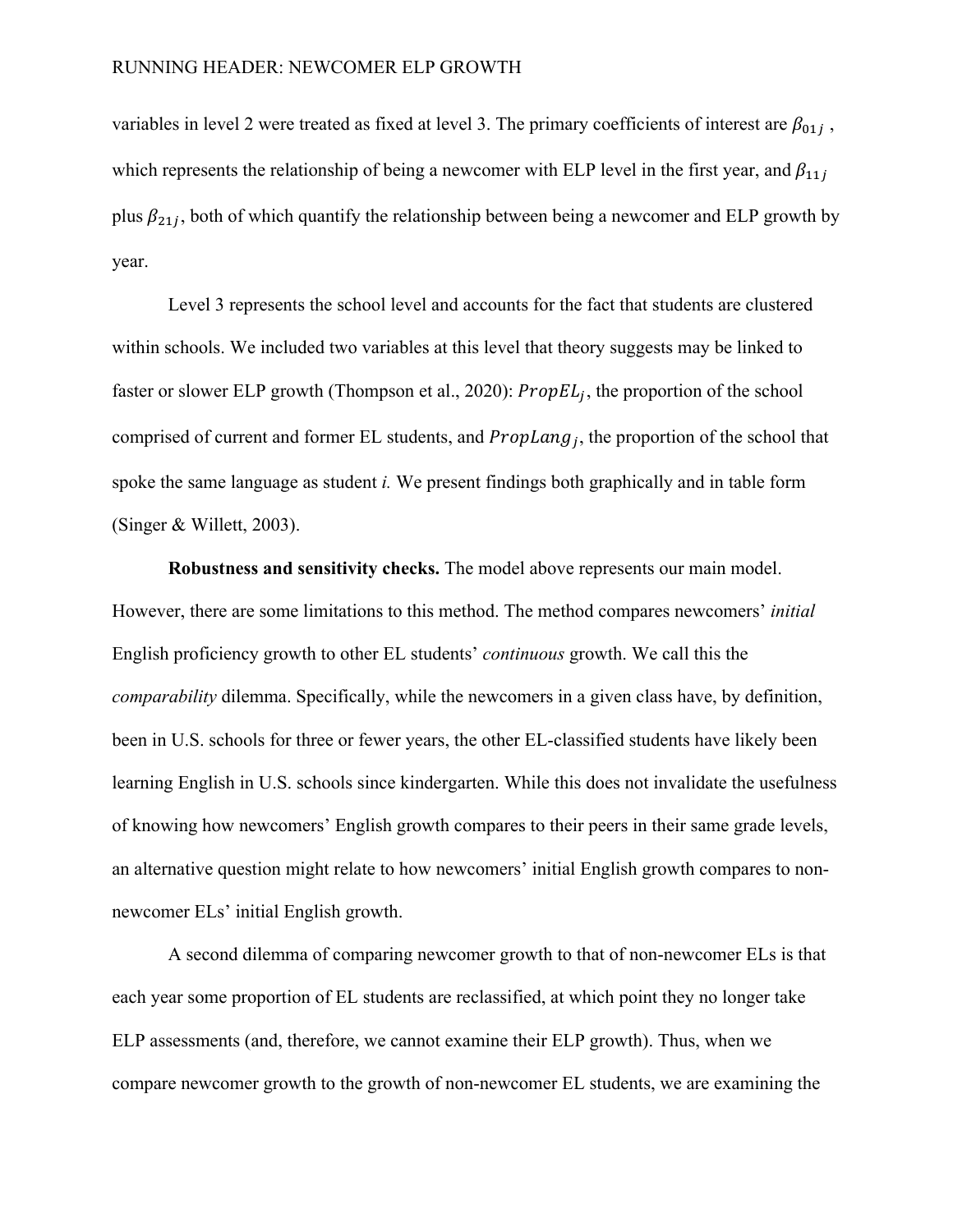variables in level 2 were treated as fixed at level 3. The primary coefficients of interest are $\beta_{01j}$, which represents the relationship of being a newcomer with ELP level in the first year, and $\beta_{11j}$ plus $\beta_{21j}$, both of which quantify the relationship between being a newcomer and ELP growth by year.

Level 3 represents the school level and accounts for the fact that students are clustered within schools. We included two variables at this level that theory suggests may be linked to faster or slower ELP growth (Thompson et al., 2020): $PropEL_j$, the proportion of the school comprised of current and former EL students, and $PropLang_j$, the proportion of the school that spoke the same language as student *i.* We present findings both graphically and in table form (Singer & Willett, 2003).

**Robustness and sensitivity checks.** The model above represents our main model. However, there are some limitations to this method. The method compares newcomers' *initial* English proficiency growth to other EL students' *continuous* growth. We call this the *comparability* dilemma. Specifically, while the newcomers in a given class have, by definition, been in U.S. schools for three or fewer years, the other EL-classified students have likely been learning English in U.S. schools since kindergarten. While this does not invalidate the usefulness of knowing how newcomers' English growth compares to their peers in their same grade levels, an alternative question might relate to how newcomers' initial English growth compares to non-newcomer ELs' initial English growth.

A second dilemma of comparing newcomer growth to that of non-newcomer ELs is that each year some proportion of EL students are reclassified, at which point they no longer take ELP assessments (and, therefore, we cannot examine their ELP growth). Thus, when we compare newcomer growth to the growth of non-newcomer EL students, we are examining the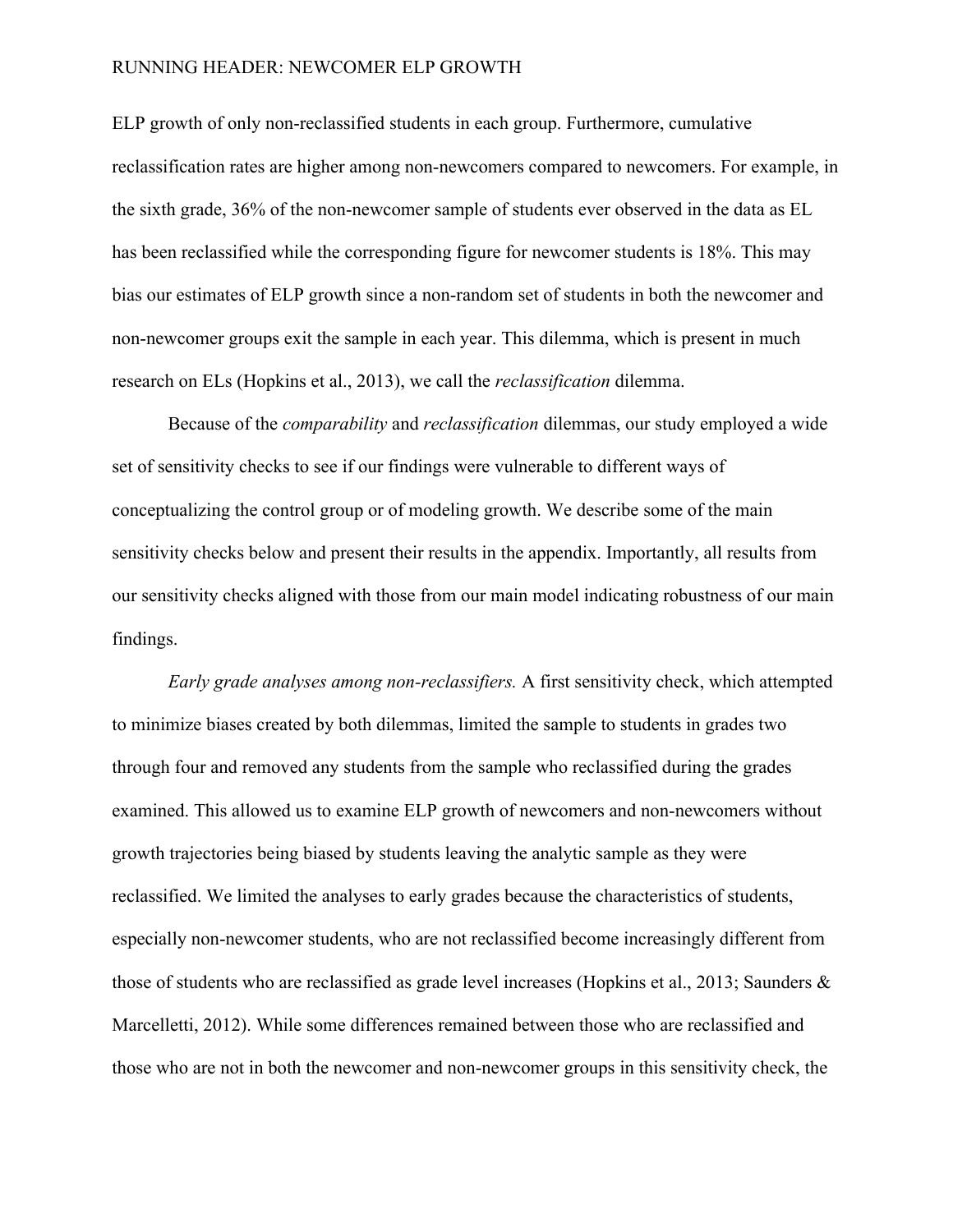ELP growth of only non-reclassified students in each group. Furthermore, cumulative reclassification rates are higher among non-newcomers compared to newcomers. For example, in the sixth grade, 36% of the non-newcomer sample of students ever observed in the data as EL has been reclassified while the corresponding figure for newcomer students is 18%. This may bias our estimates of ELP growth since a non-random set of students in both the newcomer and non-newcomer groups exit the sample in each year. This dilemma, which is present in much research on ELs (Hopkins et al., 2013), we call the *reclassification* dilemma.

Because of the *comparability* and *reclassification* dilemmas, our study employed a wide set of sensitivity checks to see if our findings were vulnerable to different ways of conceptualizing the control group or of modeling growth. We describe some of the main sensitivity checks below and present their results in the appendix. Importantly, all results from our sensitivity checks aligned with those from our main model indicating robustness of our main findings.

*Early grade analyses among non-reclassifiers.* A first sensitivity check, which attempted to minimize biases created by both dilemmas, limited the sample to students in grades two through four and removed any students from the sample who reclassified during the grades examined. This allowed us to examine ELP growth of newcomers and non-newcomers without growth trajectories being biased by students leaving the analytic sample as they were reclassified. We limited the analyses to early grades because the characteristics of students, especially non-newcomer students, who are not reclassified become increasingly different from those of students who are reclassified as grade level increases (Hopkins et al., 2013; Saunders & Marcelletti, 2012). While some differences remained between those who are reclassified and those who are not in both the newcomer and non-newcomer groups in this sensitivity check, the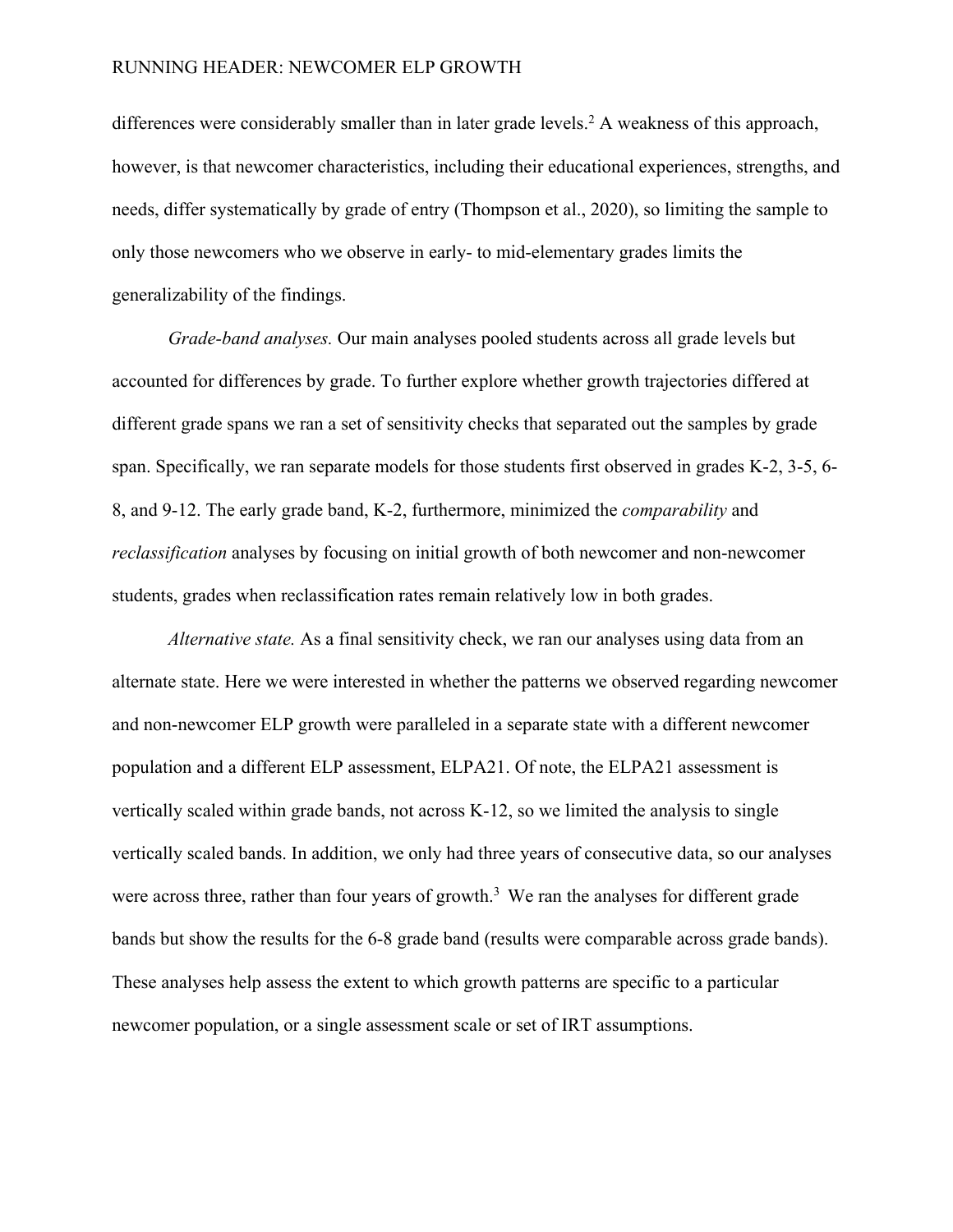differences were considerably smaller than in later grade levels.[2] A weakness of this approach, however, is that newcomer characteristics, including their educational experiences, strengths, and needs, differ systematically by grade of entry (Thompson et al., 2020), so limiting the sample to only those newcomers who we observe in early- to mid-elementary grades limits the generalizability of the findings.

*Grade-band analyses.* Our main analyses pooled students across all grade levels but accounted for differences by grade. To further explore whether growth trajectories differed at different grade spans we ran a set of sensitivity checks that separated out the samples by grade span. Specifically, we ran separate models for those students first observed in grades K-2, 3-5, 6-8, and 9-12. The early grade band, K-2, furthermore, minimized the *comparability* and *reclassification* analyses by focusing on initial growth of both newcomer and non-newcomer students, grades when reclassification rates remain relatively low in both grades.

*Alternative state.* As a final sensitivity check, we ran our analyses using data from an alternate state. Here we were interested in whether the patterns we observed regarding newcomer and non-newcomer ELP growth were paralleled in a separate state with a different newcomer population and a different ELP assessment, ELPA21. Of note, the ELPA21 assessment is vertically scaled within grade bands, not across K-12, so we limited the analysis to single vertically scaled bands. In addition, we only had three years of consecutive data, so our analyses were across three, rather than four years of growth.[3] We ran the analyses for different grade bands but show the results for the 6-8 grade band (results were comparable across grade bands). These analyses help assess the extent to which growth patterns are specific to a particular newcomer population, or a single assessment scale or set of IRT assumptions.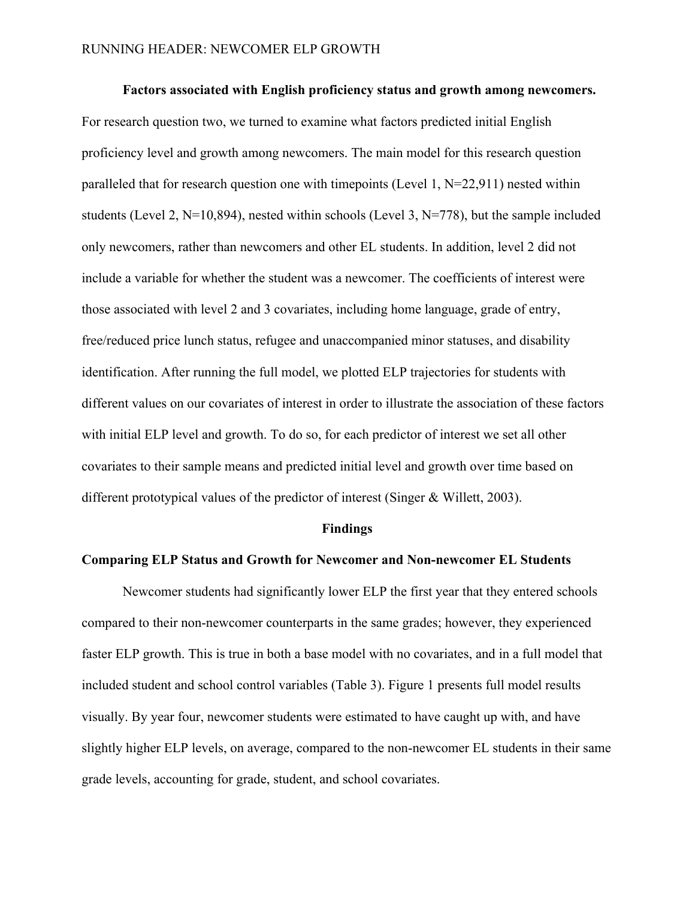**Factors associated with English proficiency status and growth among newcomers.** For research question two, we turned to examine what factors predicted initial English proficiency level and growth among newcomers. The main model for this research question paralleled that for research question one with timepoints (Level 1, N=22,911) nested within students (Level 2, N=10,894), nested within schools (Level 3, N=778), but the sample included only newcomers, rather than newcomers and other EL students. In addition, level 2 did not include a variable for whether the student was a newcomer. The coefficients of interest were those associated with level 2 and 3 covariates, including home language, grade of entry, free/reduced price lunch status, refugee and unaccompanied minor statuses, and disability identification. After running the full model, we plotted ELP trajectories for students with different values on our covariates of interest in order to illustrate the association of these factors with initial ELP level and growth. To do so, for each predictor of interest we set all other covariates to their sample means and predicted initial level and growth over time based on different prototypical values of the predictor of interest (Singer & Willett, 2003).

## Findings

### Comparing ELP Status and Growth for Newcomer and Non-newcomer EL Students

Newcomer students had significantly lower ELP the first year that they entered schools compared to their non-newcomer counterparts in the same grades; however, they experienced faster ELP growth. This is true in both a base model with no covariates, and in a full model that included student and school control variables (Table 3). Figure 1 presents full model results visually. By year four, newcomer students were estimated to have caught up with, and have slightly higher ELP levels, on average, compared to the non-newcomer EL students in their same grade levels, accounting for grade, student, and school covariates.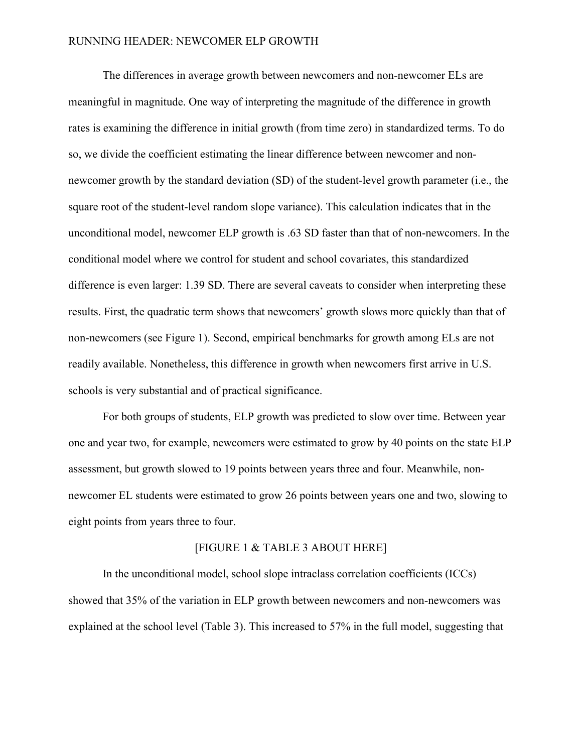The differences in average growth between newcomers and non-newcomer ELs are meaningful in magnitude. One way of interpreting the magnitude of the difference in growth rates is examining the difference in initial growth (from time zero) in standardized terms. To do so, we divide the coefficient estimating the linear difference between newcomer and non-newcomer growth by the standard deviation (SD) of the student-level growth parameter (i.e., the square root of the student-level random slope variance). This calculation indicates that in the unconditional model, newcomer ELP growth is .63 SD faster than that of non-newcomers. In the conditional model where we control for student and school covariates, this standardized difference is even larger: 1.39 SD. There are several caveats to consider when interpreting these results. First, the quadratic term shows that newcomers' growth slows more quickly than that of non-newcomers (see Figure 1). Second, empirical benchmarks for growth among ELs are not readily available. Nonetheless, this difference in growth when newcomers first arrive in U.S. schools is very substantial and of practical significance.

For both groups of students, ELP growth was predicted to slow over time. Between year one and year two, for example, newcomers were estimated to grow by 40 points on the state ELP assessment, but growth slowed to 19 points between years three and four. Meanwhile, non-newcomer EL students were estimated to grow 26 points between years one and two, slowing to eight points from years three to four.

[FIGURE 1 & TABLE 3 ABOUT HERE]

In the unconditional model, school slope intraclass correlation coefficients (ICCs) showed that 35% of the variation in ELP growth between newcomers and non-newcomers was explained at the school level (Table 3). This increased to 57% in the full model, suggesting that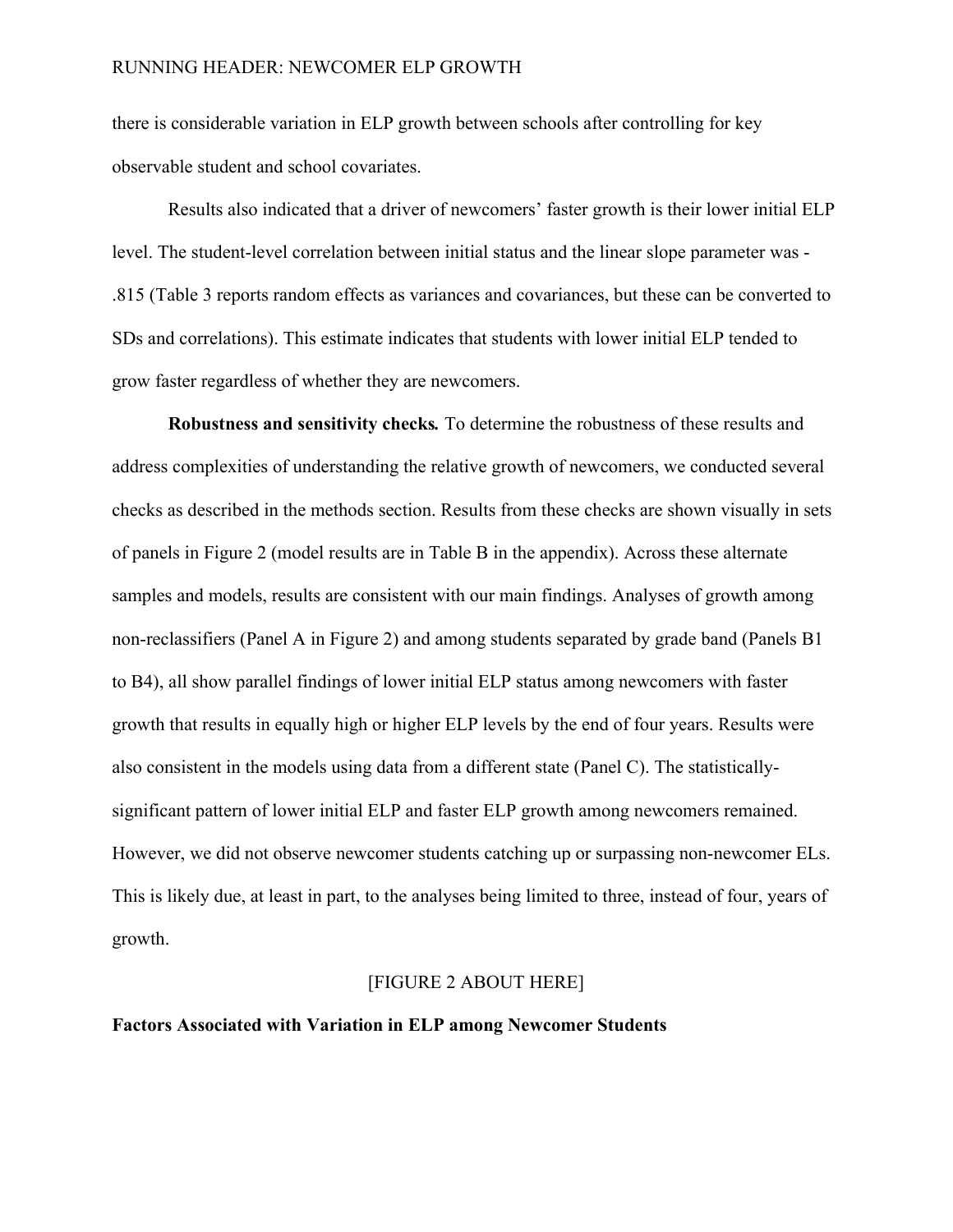there is considerable variation in ELP growth between schools after controlling for key observable student and school covariates.

Results also indicated that a driver of newcomers' faster growth is their lower initial ELP level. The student-level correlation between initial status and the linear slope parameter was -.815 (Table 3 reports random effects as variances and covariances, but these can be converted to SDs and correlations). This estimate indicates that students with lower initial ELP tended to grow faster regardless of whether they are newcomers.

**Robustness and sensitivity checks*.*** To determine the robustness of these results and address complexities of understanding the relative growth of newcomers, we conducted several checks as described in the methods section. Results from these checks are shown visually in sets of panels in Figure 2 (model results are in Table B in the appendix). Across these alternate samples and models, results are consistent with our main findings. Analyses of growth among non-reclassifiers (Panel A in Figure 2) and among students separated by grade band (Panels B1 to B4), all show parallel findings of lower initial ELP status among newcomers with faster growth that results in equally high or higher ELP levels by the end of four years. Results were also consistent in the models using data from a different state (Panel C). The statistically-significant pattern of lower initial ELP and faster ELP growth among newcomers remained. However, we did not observe newcomer students catching up or surpassing non-newcomer ELs. This is likely due, at least in part, to the analyses being limited to three, instead of four, years of growth.

[FIGURE 2 ABOUT HERE]

### Factors Associated with Variation in ELP among Newcomer Students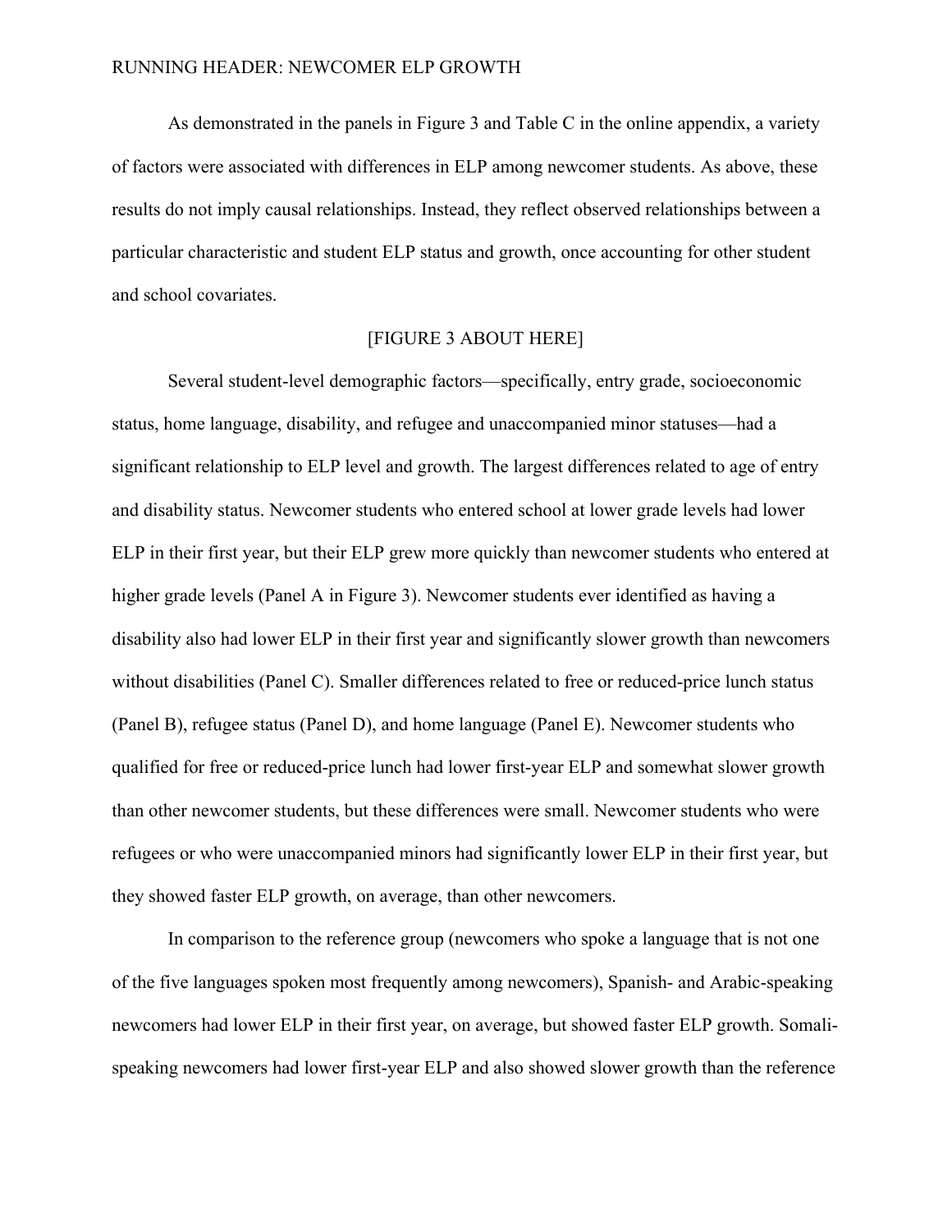As demonstrated in the panels in Figure 3 and Table C in the online appendix, a variety of factors were associated with differences in ELP among newcomer students. As above, these results do not imply causal relationships. Instead, they reflect observed relationships between a particular characteristic and student ELP status and growth, once accounting for other student and school covariates.

[FIGURE 3 ABOUT HERE]

Several student-level demographic factors—specifically, entry grade, socioeconomic status, home language, disability, and refugee and unaccompanied minor statuses—had a significant relationship to ELP level and growth. The largest differences related to age of entry and disability status. Newcomer students who entered school at lower grade levels had lower ELP in their first year, but their ELP grew more quickly than newcomer students who entered at higher grade levels (Panel A in Figure 3). Newcomer students ever identified as having a disability also had lower ELP in their first year and significantly slower growth than newcomers without disabilities (Panel C). Smaller differences related to free or reduced-price lunch status (Panel B), refugee status (Panel D), and home language (Panel E). Newcomer students who qualified for free or reduced-price lunch had lower first-year ELP and somewhat slower growth than other newcomer students, but these differences were small. Newcomer students who were refugees or who were unaccompanied minors had significantly lower ELP in their first year, but they showed faster ELP growth, on average, than other newcomers.

In comparison to the reference group (newcomers who spoke a language that is not one of the five languages spoken most frequently among newcomers), Spanish- and Arabic-speaking newcomers had lower ELP in their first year, on average, but showed faster ELP growth. Somali-speaking newcomers had lower first-year ELP and also showed slower growth than the reference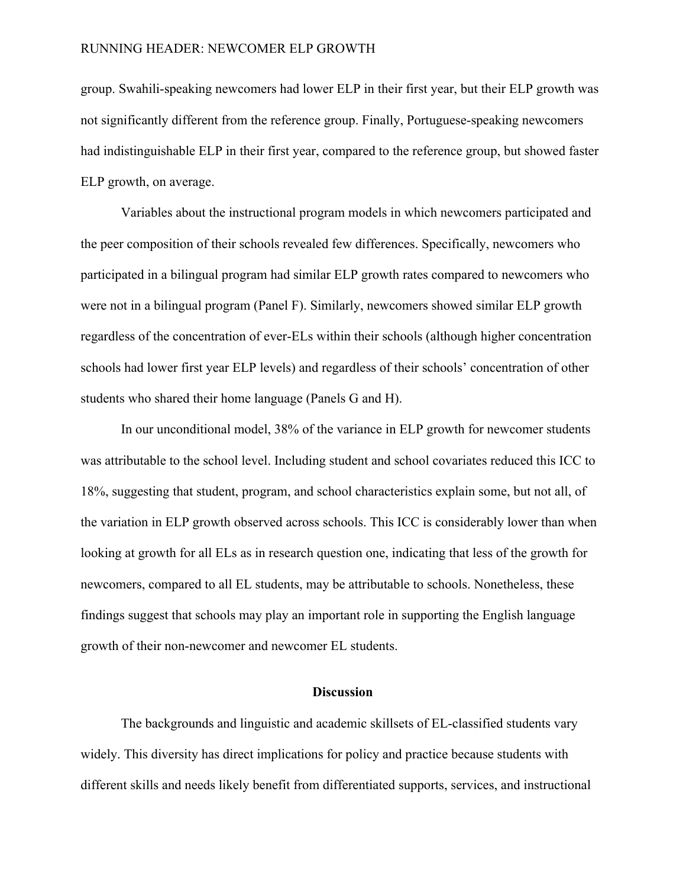group. Swahili-speaking newcomers had lower ELP in their first year, but their ELP growth was not significantly different from the reference group. Finally, Portuguese-speaking newcomers had indistinguishable ELP in their first year, compared to the reference group, but showed faster ELP growth, on average.

Variables about the instructional program models in which newcomers participated and the peer composition of their schools revealed few differences. Specifically, newcomers who participated in a bilingual program had similar ELP growth rates compared to newcomers who were not in a bilingual program (Panel F). Similarly, newcomers showed similar ELP growth regardless of the concentration of ever-ELs within their schools (although higher concentration schools had lower first year ELP levels) and regardless of their schools' concentration of other students who shared their home language (Panels G and H).

In our unconditional model, 38% of the variance in ELP growth for newcomer students was attributable to the school level. Including student and school covariates reduced this ICC to 18%, suggesting that student, program, and school characteristics explain some, but not all, of the variation in ELP growth observed across schools. This ICC is considerably lower than when looking at growth for all ELs as in research question one, indicating that less of the growth for newcomers, compared to all EL students, may be attributable to schools. Nonetheless, these findings suggest that schools may play an important role in supporting the English language growth of their non-newcomer and newcomer EL students.

## Discussion

The backgrounds and linguistic and academic skillsets of EL-classified students vary widely. This diversity has direct implications for policy and practice because students with different skills and needs likely benefit from differentiated supports, services, and instructional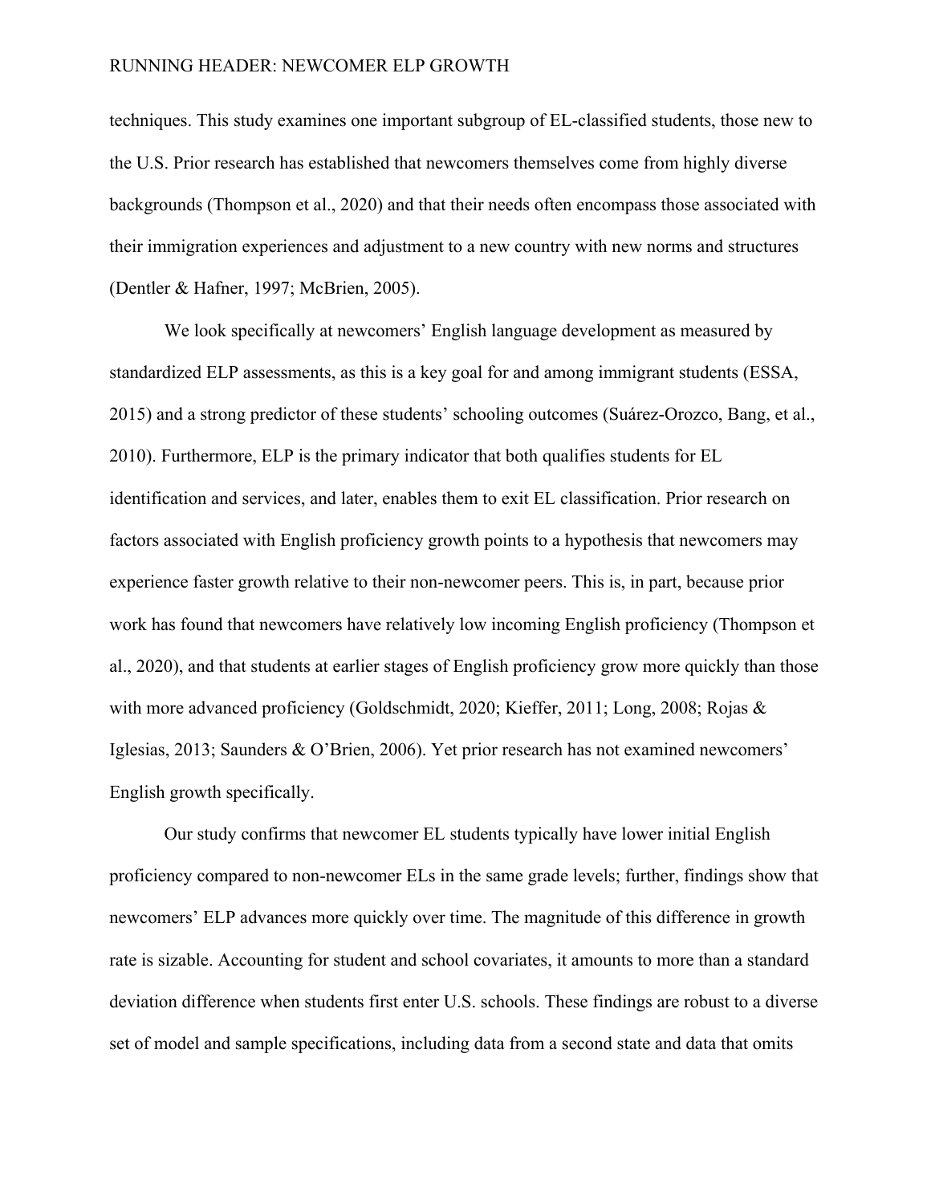techniques. This study examines one important subgroup of EL-classified students, those new to the U.S. Prior research has established that newcomers themselves come from highly diverse backgrounds (Thompson et al., 2020) and that their needs often encompass those associated with their immigration experiences and adjustment to a new country with new norms and structures (Dentler & Hafner, 1997; McBrien, 2005).

We look specifically at newcomers' English language development as measured by standardized ELP assessments, as this is a key goal for and among immigrant students (ESSA, 2015) and a strong predictor of these students' schooling outcomes (Suárez-Orozco, Bang, et al., 2010). Furthermore, ELP is the primary indicator that both qualifies students for EL identification and services, and later, enables them to exit EL classification. Prior research on factors associated with English proficiency growth points to a hypothesis that newcomers may experience faster growth relative to their non-newcomer peers. This is, in part, because prior work has found that newcomers have relatively low incoming English proficiency (Thompson et al., 2020), and that students at earlier stages of English proficiency grow more quickly than those with more advanced proficiency (Goldschmidt, 2020; Kieffer, 2011; Long, 2008; Rojas & Iglesias, 2013; Saunders & O'Brien, 2006). Yet prior research has not examined newcomers' English growth specifically.

Our study confirms that newcomer EL students typically have lower initial English proficiency compared to non-newcomer ELs in the same grade levels; further, findings show that newcomers' ELP advances more quickly over time. The magnitude of this difference in growth rate is sizable. Accounting for student and school covariates, it amounts to more than a standard deviation difference when students first enter U.S. schools. These findings are robust to a diverse set of model and sample specifications, including data from a second state and data that omits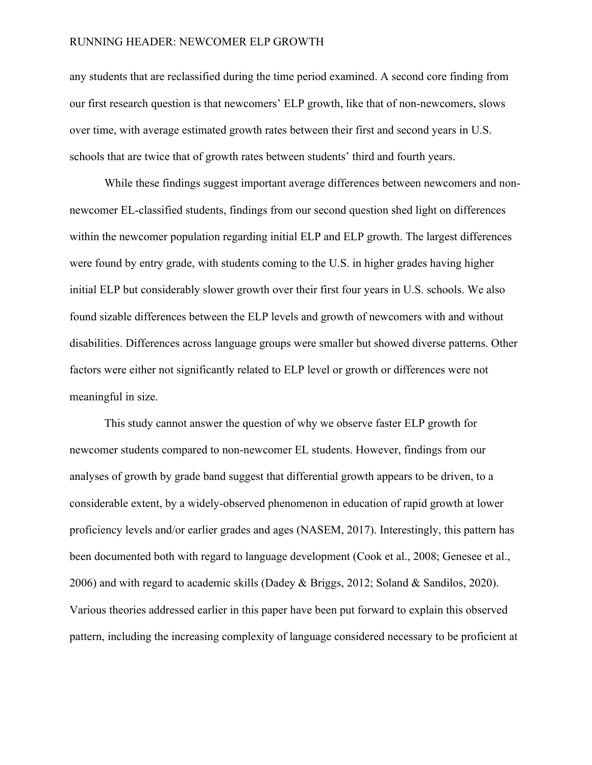any students that are reclassified during the time period examined. A second core finding from our first research question is that newcomers' ELP growth, like that of non-newcomers, slows over time, with average estimated growth rates between their first and second years in U.S. schools that are twice that of growth rates between students' third and fourth years.

While these findings suggest important average differences between newcomers and non-newcomer EL-classified students, findings from our second question shed light on differences within the newcomer population regarding initial ELP and ELP growth. The largest differences were found by entry grade, with students coming to the U.S. in higher grades having higher initial ELP but considerably slower growth over their first four years in U.S. schools. We also found sizable differences between the ELP levels and growth of newcomers with and without disabilities. Differences across language groups were smaller but showed diverse patterns. Other factors were either not significantly related to ELP level or growth or differences were not meaningful in size.

This study cannot answer the question of why we observe faster ELP growth for newcomer students compared to non-newcomer EL students. However, findings from our analyses of growth by grade band suggest that differential growth appears to be driven, to a considerable extent, by a widely-observed phenomenon in education of rapid growth at lower proficiency levels and/or earlier grades and ages (NASEM, 2017). Interestingly, this pattern has been documented both with regard to language development (Cook et al., 2008; Genesee et al., 2006) and with regard to academic skills (Dadey & Briggs, 2012; Soland & Sandilos, 2020). Various theories addressed earlier in this paper have been put forward to explain this observed pattern, including the increasing complexity of language considered necessary to be proficient at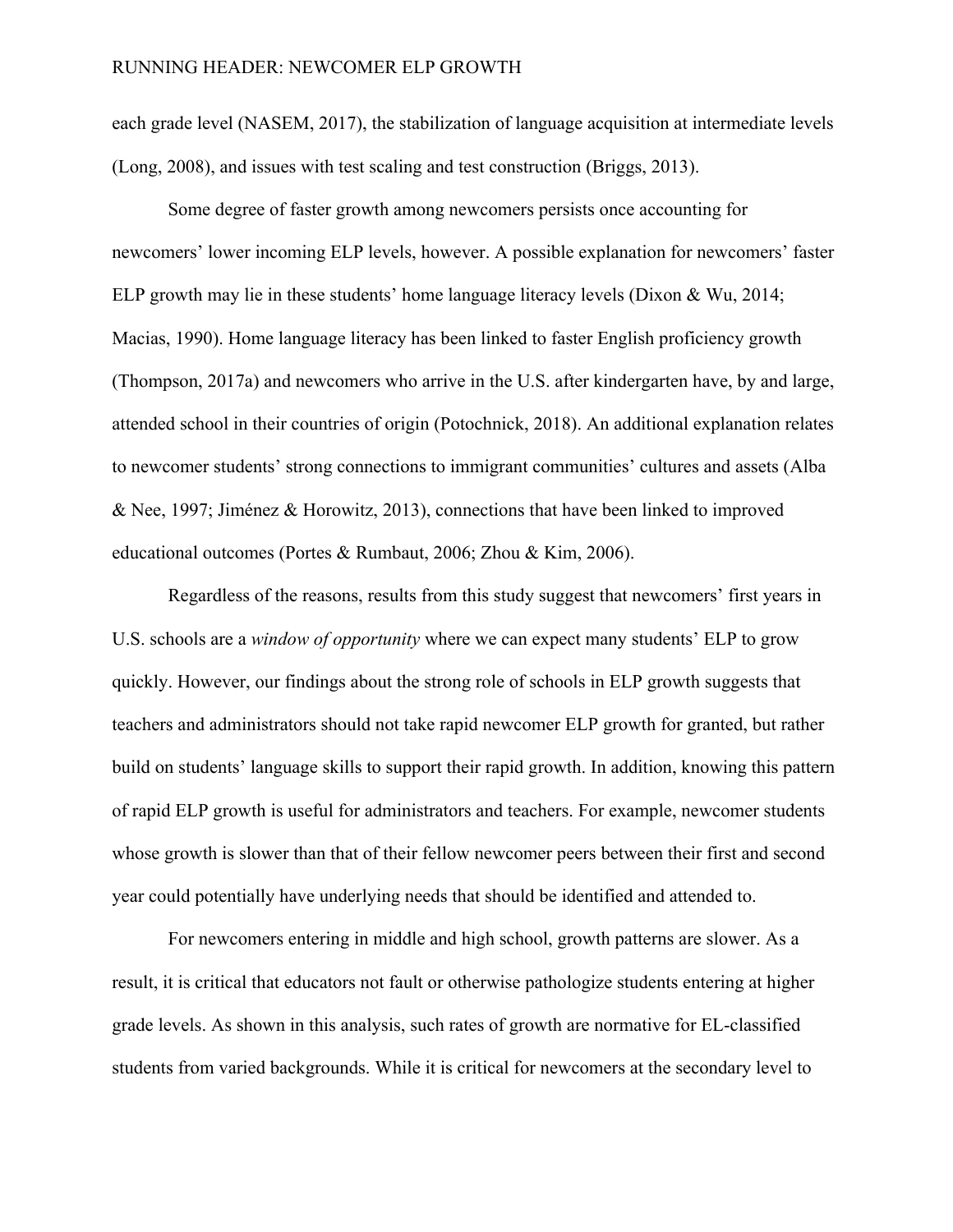each grade level (NASEM, 2017), the stabilization of language acquisition at intermediate levels (Long, 2008), and issues with test scaling and test construction (Briggs, 2013).

Some degree of faster growth among newcomers persists once accounting for newcomers' lower incoming ELP levels, however. A possible explanation for newcomers' faster ELP growth may lie in these students' home language literacy levels (Dixon & Wu, 2014; Macias, 1990). Home language literacy has been linked to faster English proficiency growth (Thompson, 2017a) and newcomers who arrive in the U.S. after kindergarten have, by and large, attended school in their countries of origin (Potochnick, 2018). An additional explanation relates to newcomer students' strong connections to immigrant communities' cultures and assets (Alba & Nee, 1997; Jiménez & Horowitz, 2013), connections that have been linked to improved educational outcomes (Portes & Rumbaut, 2006; Zhou & Kim, 2006).

Regardless of the reasons, results from this study suggest that newcomers' first years in U.S. schools are a *window of opportunity* where we can expect many students' ELP to grow quickly. However, our findings about the strong role of schools in ELP growth suggests that teachers and administrators should not take rapid newcomer ELP growth for granted, but rather build on students' language skills to support their rapid growth. In addition, knowing this pattern of rapid ELP growth is useful for administrators and teachers. For example, newcomer students whose growth is slower than that of their fellow newcomer peers between their first and second year could potentially have underlying needs that should be identified and attended to.

For newcomers entering in middle and high school, growth patterns are slower. As a result, it is critical that educators not fault or otherwise pathologize students entering at higher grade levels. As shown in this analysis, such rates of growth are normative for EL-classified students from varied backgrounds. While it is critical for newcomers at the secondary level to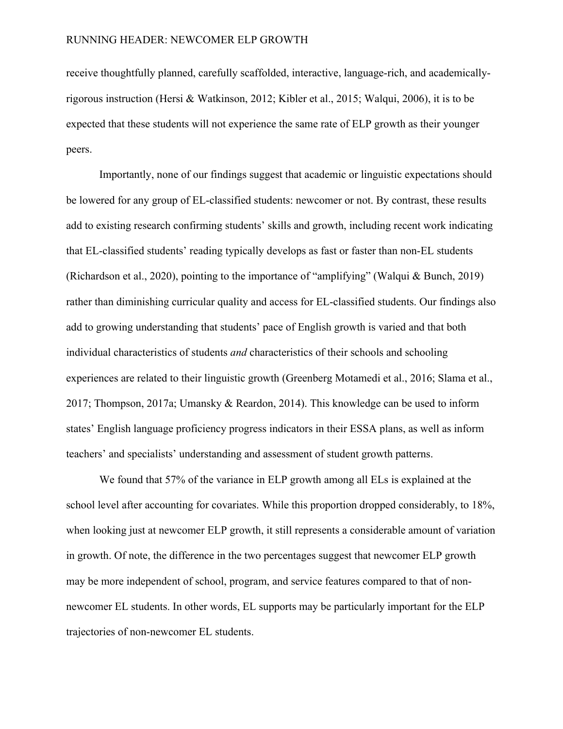receive thoughtfully planned, carefully scaffolded, interactive, language-rich, and academically-rigorous instruction (Hersi & Watkinson, 2012; Kibler et al., 2015; Walqui, 2006), it is to be expected that these students will not experience the same rate of ELP growth as their younger peers.

Importantly, none of our findings suggest that academic or linguistic expectations should be lowered for any group of EL-classified students: newcomer or not. By contrast, these results add to existing research confirming students' skills and growth, including recent work indicating that EL-classified students' reading typically develops as fast or faster than non-EL students (Richardson et al., 2020), pointing to the importance of "amplifying" (Walqui & Bunch, 2019) rather than diminishing curricular quality and access for EL-classified students. Our findings also add to growing understanding that students' pace of English growth is varied and that both individual characteristics of students *and* characteristics of their schools and schooling experiences are related to their linguistic growth (Greenberg Motamedi et al., 2016; Slama et al., 2017; Thompson, 2017a; Umansky & Reardon, 2014). This knowledge can be used to inform states' English language proficiency progress indicators in their ESSA plans, as well as inform teachers' and specialists' understanding and assessment of student growth patterns.

We found that 57% of the variance in ELP growth among all ELs is explained at the school level after accounting for covariates. While this proportion dropped considerably, to 18%, when looking just at newcomer ELP growth, it still represents a considerable amount of variation in growth. Of note, the difference in the two percentages suggest that newcomer ELP growth may be more independent of school, program, and service features compared to that of non-newcomer EL students. In other words, EL supports may be particularly important for the ELP trajectories of non-newcomer EL students.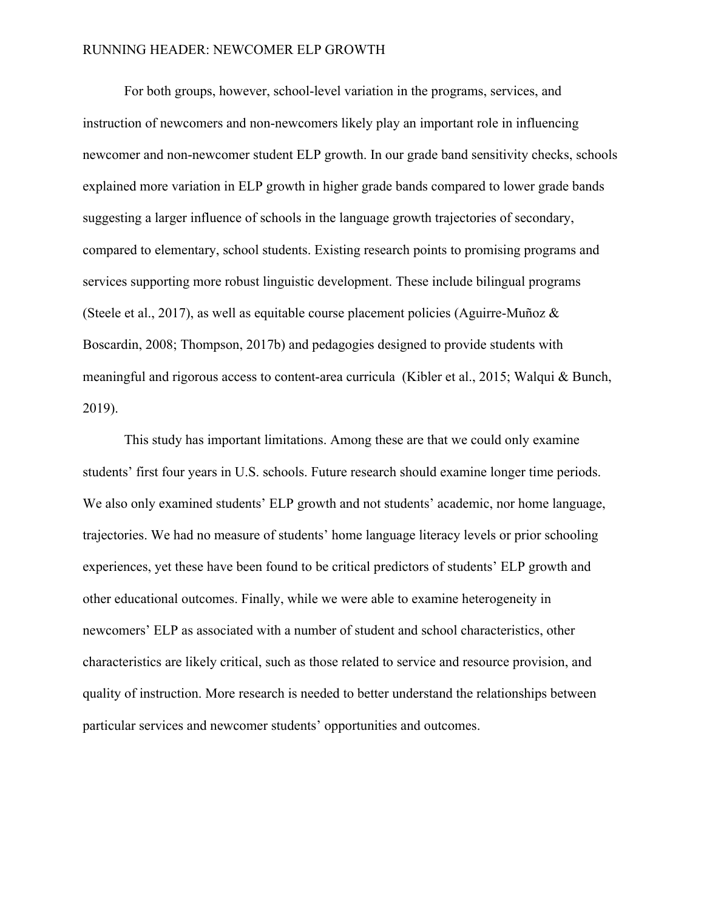For both groups, however, school-level variation in the programs, services, and instruction of newcomers and non-newcomers likely play an important role in influencing newcomer and non-newcomer student ELP growth. In our grade band sensitivity checks, schools explained more variation in ELP growth in higher grade bands compared to lower grade bands suggesting a larger influence of schools in the language growth trajectories of secondary, compared to elementary, school students. Existing research points to promising programs and services supporting more robust linguistic development. These include bilingual programs (Steele et al., 2017), as well as equitable course placement policies (Aguirre-Muñoz & Boscardin, 2008; Thompson, 2017b) and pedagogies designed to provide students with meaningful and rigorous access to content-area curricula (Kibler et al., 2015; Walqui & Bunch, 2019).

This study has important limitations. Among these are that we could only examine students' first four years in U.S. schools. Future research should examine longer time periods. We also only examined students' ELP growth and not students' academic, nor home language, trajectories. We had no measure of students' home language literacy levels or prior schooling experiences, yet these have been found to be critical predictors of students' ELP growth and other educational outcomes. Finally, while we were able to examine heterogeneity in newcomers' ELP as associated with a number of student and school characteristics, other characteristics are likely critical, such as those related to service and resource provision, and quality of instruction. More research is needed to better understand the relationships between particular services and newcomer students' opportunities and outcomes.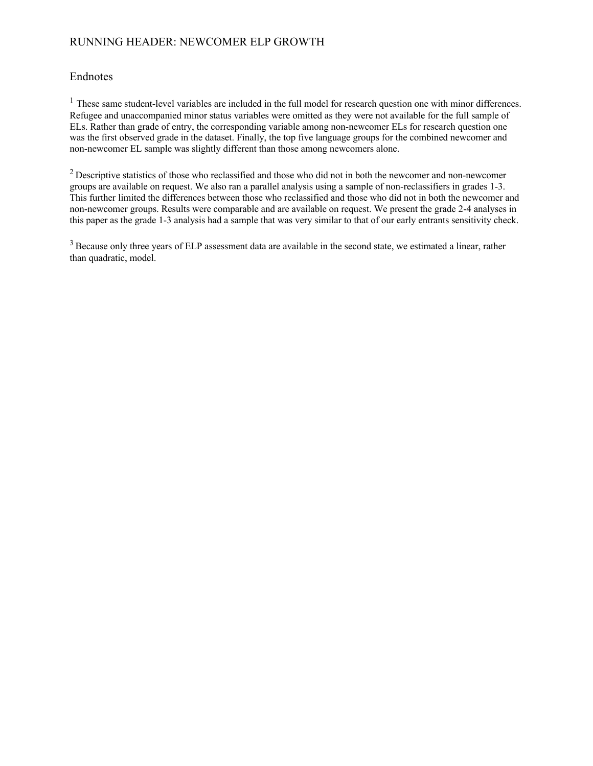## Endnotes

[1] These same student-level variables are included in the full model for research question one with minor differences. Refugee and unaccompanied minor status variables were omitted as they were not available for the full sample of ELs. Rather than grade of entry, the corresponding variable among non-newcomer ELs for research question one was the first observed grade in the dataset. Finally, the top five language groups for the combined newcomer and non-newcomer EL sample was slightly different than those among newcomers alone.

[2] Descriptive statistics of those who reclassified and those who did not in both the newcomer and non-newcomer groups are available on request. We also ran a parallel analysis using a sample of non-reclassifiers in grades 1-3. This further limited the differences between those who reclassified and those who did not in both the newcomer and non-newcomer groups. Results were comparable and are available on request. We present the grade 2-4 analyses in this paper as the grade 1-3 analysis had a sample that was very similar to that of our early entrants sensitivity check.

[3] Because only three years of ELP assessment data are available in the second state, we estimated a linear, rather than quadratic, model.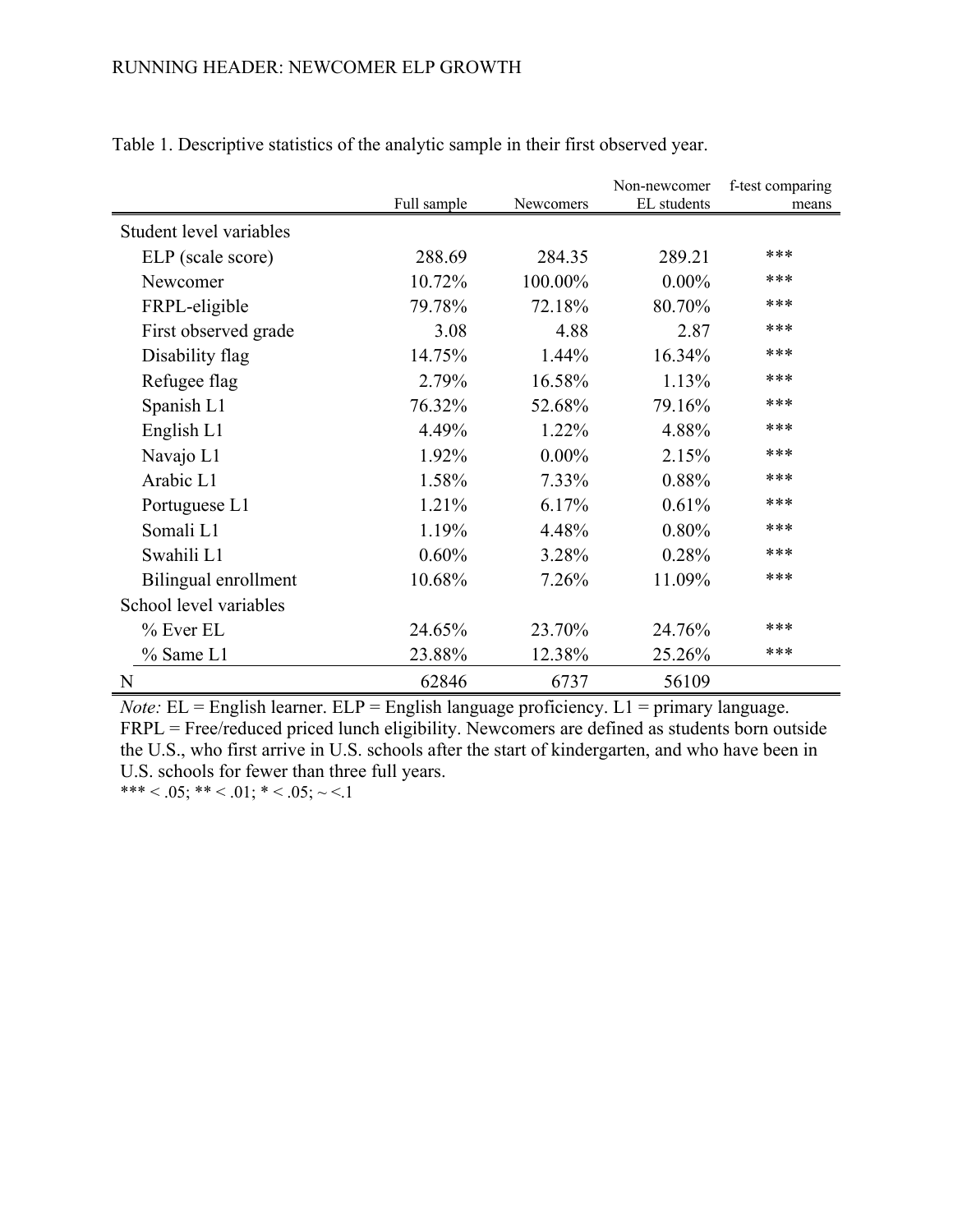Table 1. Descriptive statistics of the analytic sample in their first observed year.

| | Full sample | Newcomers | Non-newcomer EL students | f-test comparing means |
|---|---|---|---|---|
| Student level variables | | | | |
| ELP (scale score) | 288.69 | 284.35 | 289.21 | *** |
| Newcomer | 10.72% | 100.00% | 0.00% | *** |
| FRPL-eligible | 79.78% | 72.18% | 80.70% | *** |
| First observed grade | 3.08 | 4.88 | 2.87 | *** |
| Disability flag | 14.75% | 1.44% | 16.34% | *** |
| Refugee flag | 2.79% | 16.58% | 1.13% | *** |
| Spanish L1 | 76.32% | 52.68% | 79.16% | *** |
| English L1 | 4.49% | 1.22% | 4.88% | *** |
| Navajo L1 | 1.92% | 0.00% | 2.15% | *** |
| Arabic L1 | 1.58% | 7.33% | 0.88% | *** |
| Portuguese L1 | 1.21% | 6.17% | 0.61% | *** |
| Somali L1 | 1.19% | 4.48% | 0.80% | *** |
| Swahili L1 | 0.60% | 3.28% | 0.28% | *** |
| Bilingual enrollment | 10.68% | 7.26% | 11.09% | *** |
| School level variables | | | | |
| % Ever EL | 24.65% | 23.70% | 24.76% | *** |
| % Same L1 | 23.88% | 12.38% | 25.26% | *** |
| N | 62846 | 6737 | 56109 | |

*Note:* EL = English learner. ELP = English language proficiency. L1 = primary language. FRPL = Free/reduced priced lunch eligibility. Newcomers are defined as students born outside the U.S., who first arrive in U.S. schools after the start of kindergarten, and who have been in U.S. schools for fewer than three full years.

*** < .05; ** < .01; * < .05; ~ <.1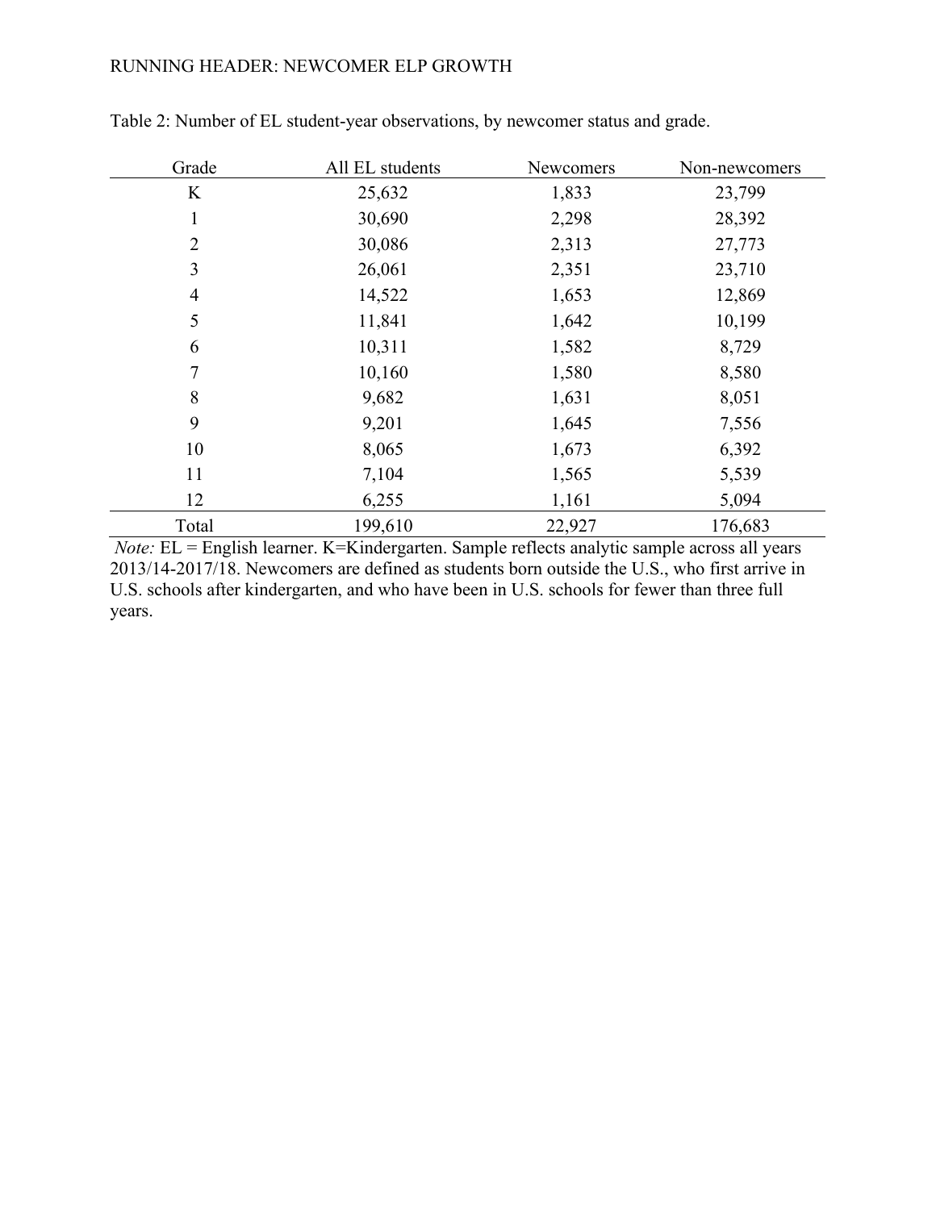Table 2: Number of EL student-year observations, by newcomer status and grade.

| Grade | All EL students | Newcomers | Non-newcomers |
|---|---|---|---|
| K | 25,632 | 1,833 | 23,799 |
| 1 | 30,690 | 2,298 | 28,392 |
| 2 | 30,086 | 2,313 | 27,773 |
| 3 | 26,061 | 2,351 | 23,710 |
| 4 | 14,522 | 1,653 | 12,869 |
| 5 | 11,841 | 1,642 | 10,199 |
| 6 | 10,311 | 1,582 | 8,729 |
| 7 | 10,160 | 1,580 | 8,580 |
| 8 | 9,682 | 1,631 | 8,051 |
| 9 | 9,201 | 1,645 | 7,556 |
| 10 | 8,065 | 1,673 | 6,392 |
| 11 | 7,104 | 1,565 | 5,539 |
| 12 | 6,255 | 1,161 | 5,094 |
| Total | 199,610 | 22,927 | 176,683 |

*Note:* EL = English learner. K=Kindergarten. Sample reflects analytic sample across all years 2013/14-2017/18. Newcomers are defined as students born outside the U.S., who first arrive in U.S. schools after kindergarten, and who have been in U.S. schools for fewer than three full years.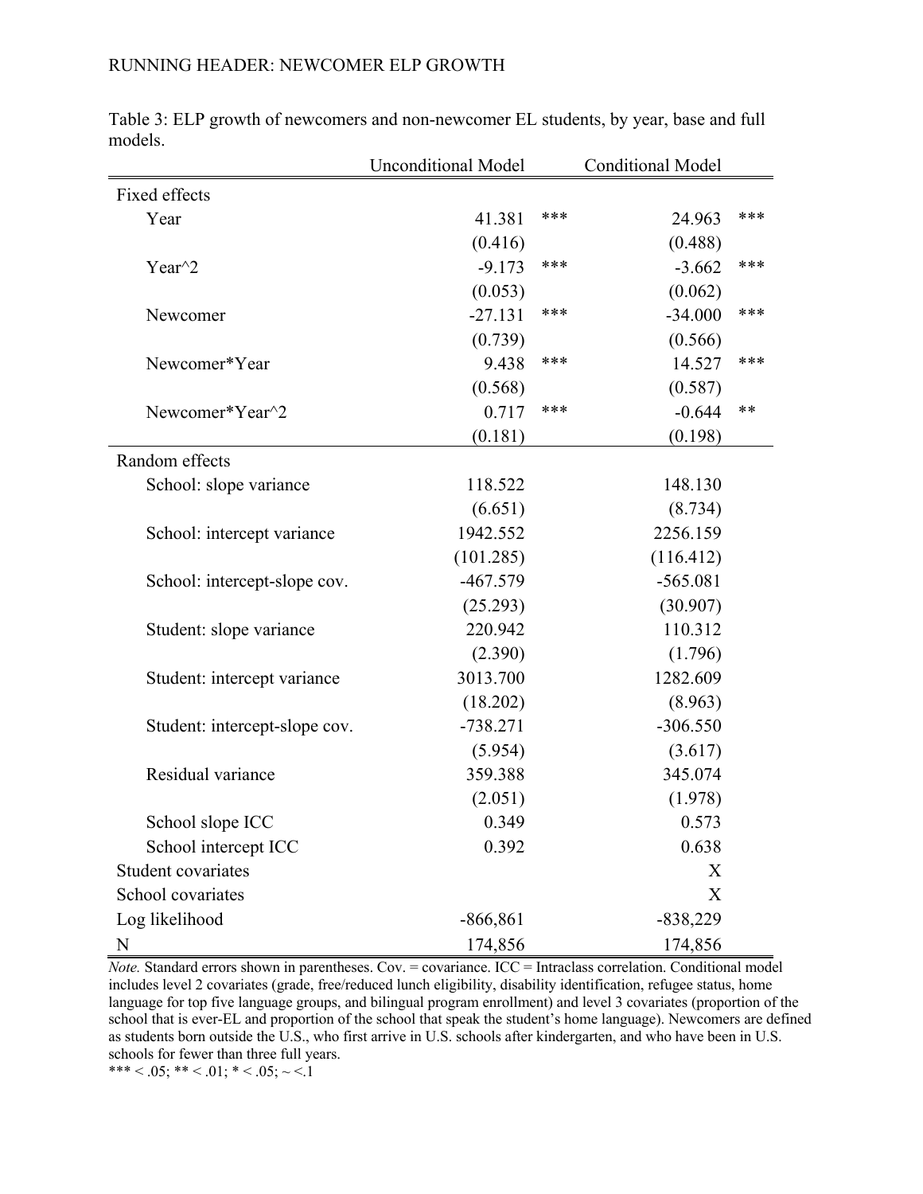Table 3: ELP growth of newcomers and non-newcomer EL students, by year, base and full models.

| | Unconditional Model | | Conditional Model | |
|---|---|---|---|---|
| Fixed effects | | | | |
| Year | 41.381 | *** | 24.963 | *** |
| | (0.416) | | (0.488) | |
| Year^2 | -9.173 | *** | -3.662 | *** |
| | (0.053) | | (0.062) | |
| Newcomer | -27.131 | *** | -34.000 | *** |
| | (0.739) | | (0.566) | |
| Newcomer*Year | 9.438 | *** | 14.527 | *** |
| | (0.568) | | (0.587) | |
| Newcomer*Year^2 | 0.717 | *** | -0.644 | ** |
| | (0.181) | | (0.198) | |
| Random effects | | | | |
| School: slope variance | 118.522 | | 148.130 | |
| | (6.651) | | (8.734) | |
| School: intercept variance | 1942.552 | | 2256.159 | |
| | (101.285) | | (116.412) | |
| School: intercept-slope cov. | -467.579 | | -565.081 | |
| | (25.293) | | (30.907) | |
| Student: slope variance | 220.942 | | 110.312 | |
| | (2.390) | | (1.796) | |
| Student: intercept variance | 3013.700 | | 1282.609 | |
| | (18.202) | | (8.963) | |
| Student: intercept-slope cov. | -738.271 | | -306.550 | |
| | (5.954) | | (3.617) | |
| Residual variance | 359.388 | | 345.074 | |
| | (2.051) | | (1.978) | |
| School slope ICC | 0.349 | | 0.573 | |
| School intercept ICC | 0.392 | | 0.638 | |
| Student covariates | | | X | |
| School covariates | | | X | |
| Log likelihood | -866,861 | | -838,229 | |
| N | 174,856 | | 174,856 | |

*Note.* Standard errors shown in parentheses. Cov. = covariance. ICC = Intraclass correlation. Conditional model includes level 2 covariates (grade, free/reduced lunch eligibility, disability identification, refugee status, home language for top five language groups, and bilingual program enrollment) and level 3 covariates (proportion of the school that is ever-EL and proportion of the school that speak the student's home language). Newcomers are defined as students born outside the U.S., who first arrive in U.S. schools after kindergarten, and who have been in U.S. schools for fewer than three full years.

*** < .05; ** < .01; * < .05; ~ <.1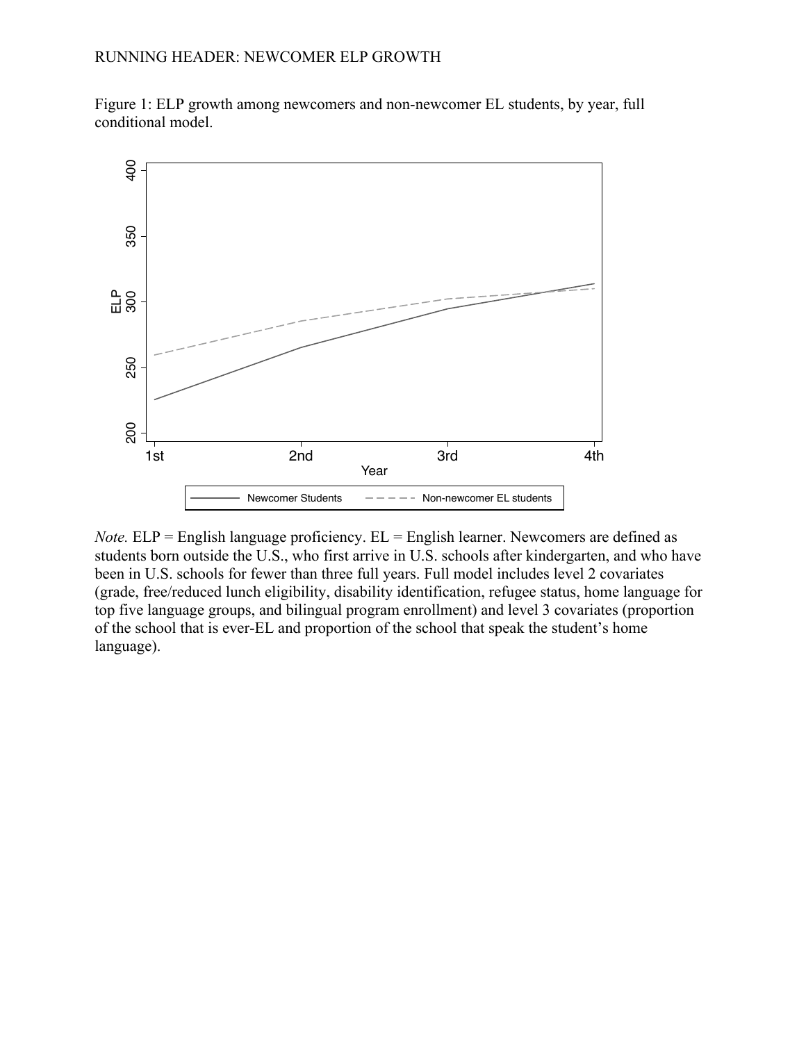Figure 1: ELP growth among newcomers and non-newcomer EL students, by year, full conditional model.

*Note.* ELP = English language proficiency. EL = English learner. Newcomers are defined as students born outside the U.S., who first arrive in U.S. schools after kindergarten, and who have been in U.S. schools for fewer than three full years. Full model includes level 2 covariates (grade, free/reduced lunch eligibility, disability identification, refugee status, home language for top five language groups, and bilingual program enrollment) and level 3 covariates (proportion of the school that is ever-EL and proportion of the school that speak the student's home language).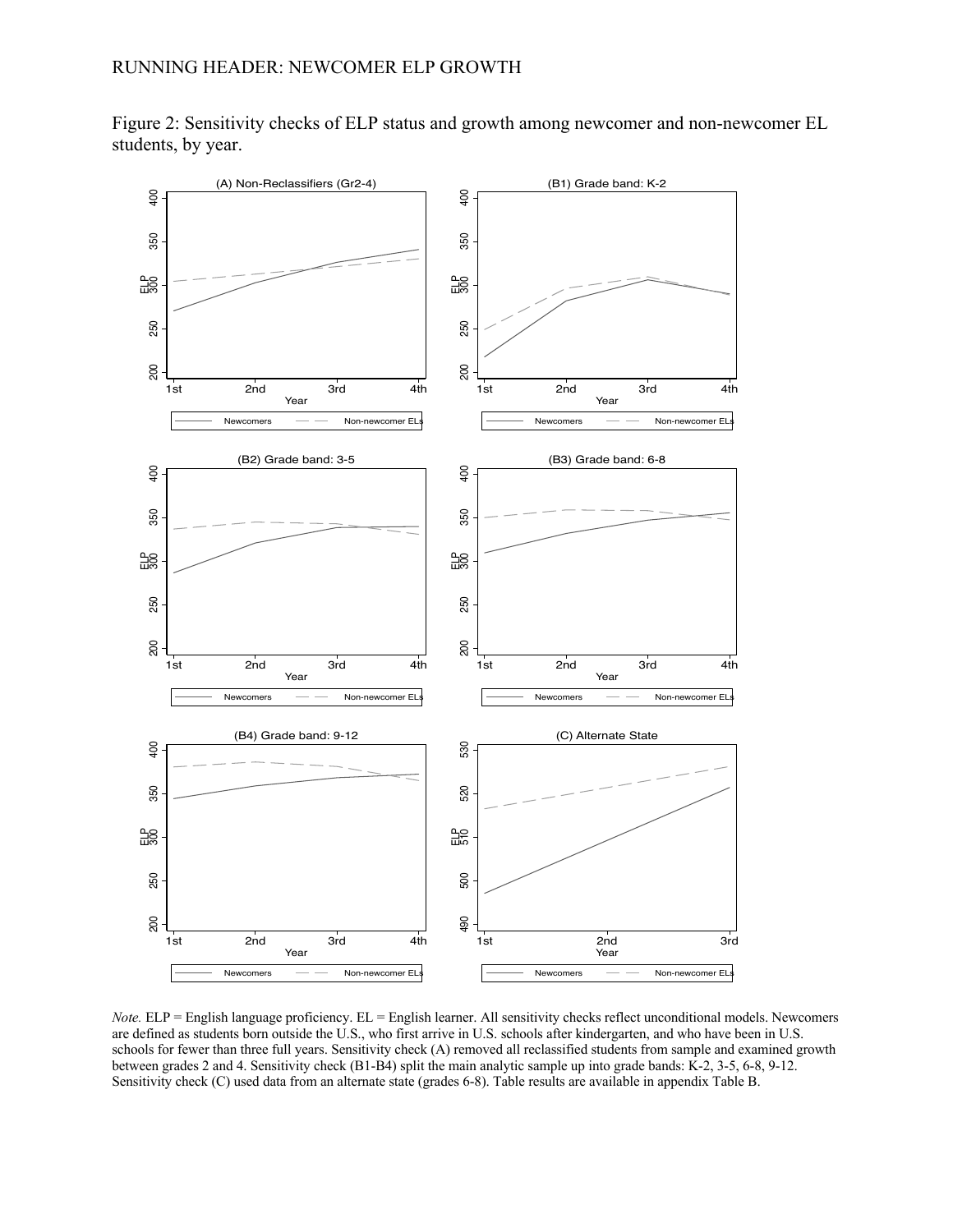Figure 2: Sensitivity checks of ELP status and growth among newcomer and non-newcomer EL students, by year.

*Note.* ELP = English language proficiency. EL = English learner. All sensitivity checks reflect unconditional models. Newcomers are defined as students born outside the U.S., who first arrive in U.S. schools after kindergarten, and who have been in U.S. schools for fewer than three full years. Sensitivity check (A) removed all reclassified students from sample and examined growth between grades 2 and 4. Sensitivity check (B1-B4) split the main analytic sample up into grade bands: K-2, 3-5, 6-8, 9-12. Sensitivity check (C) used data from an alternate state (grades 6-8). Table results are available in appendix Table B.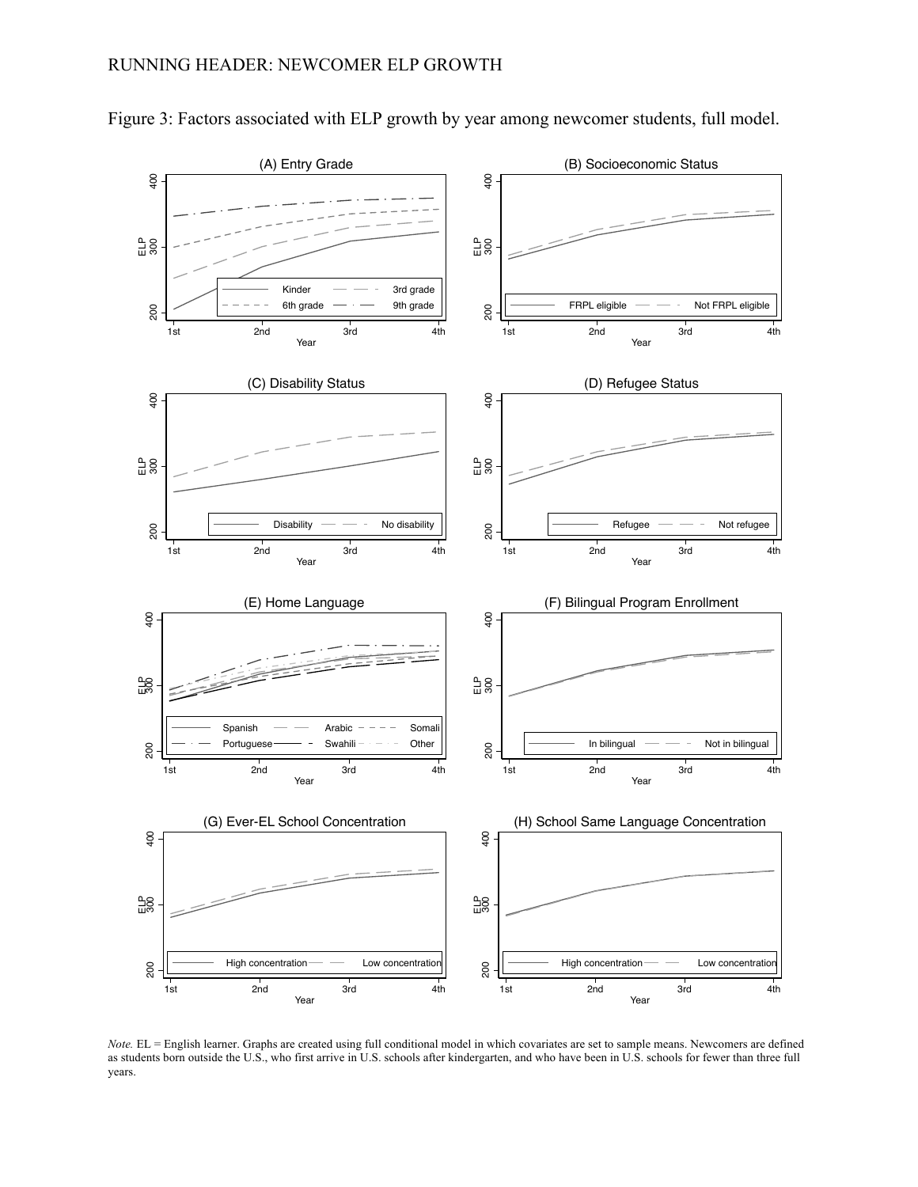Figure 3: Factors associated with ELP growth by year among newcomer students, full model.

*Note.* EL = English learner. Graphs are created using full conditional model in which covariates are set to sample means. Newcomers are defined as students born outside the U.S., who first arrive in U.S. schools after kindergarten, and who have been in U.S. schools for fewer than three full years.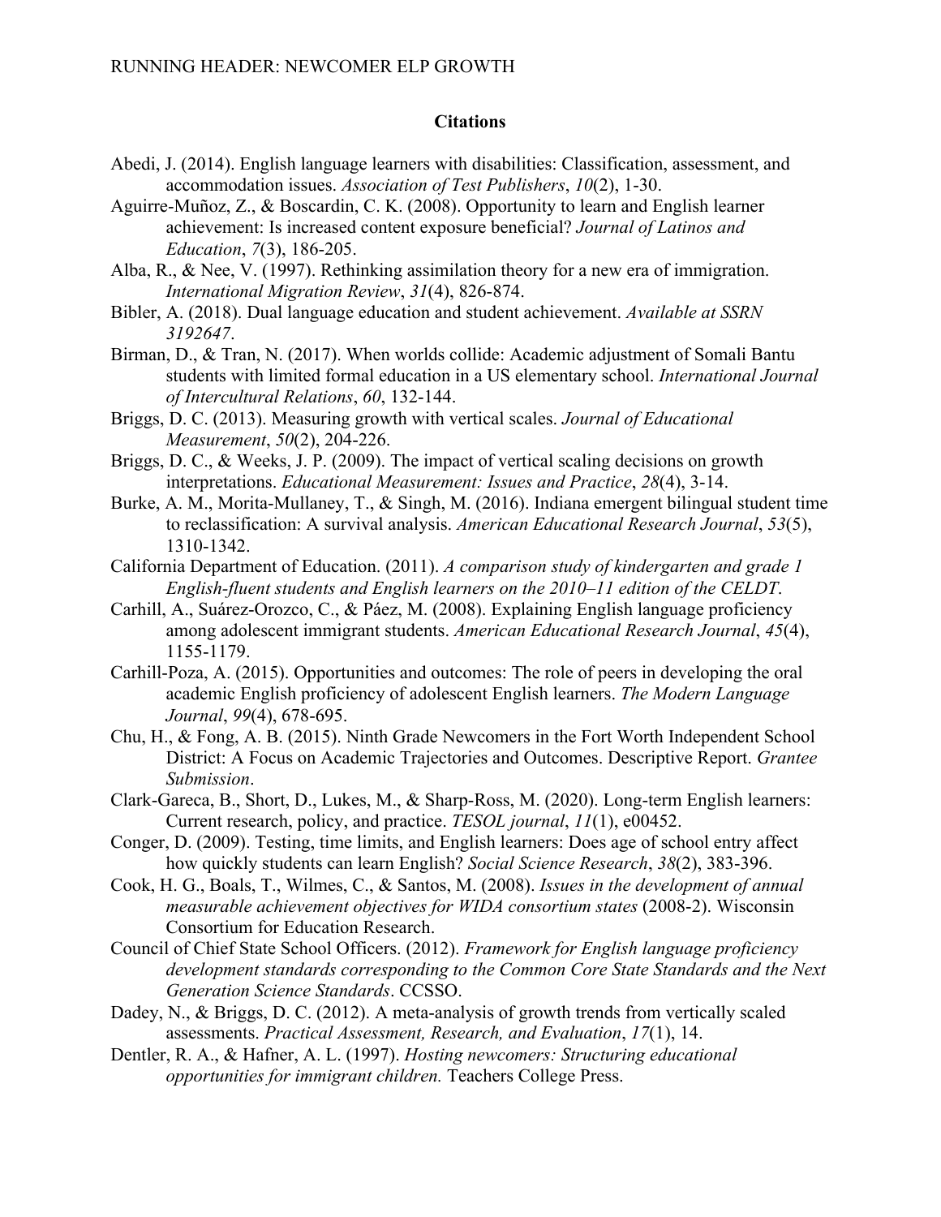**Citations**

Abedi, J. (2014). English language learners with disabilities: Classification, assessment, and accommodation issues. *Association of Test Publishers*, *10*(2), 1-30.

Aguirre-Muñoz, Z., & Boscardin, C. K. (2008). Opportunity to learn and English learner achievement: Is increased content exposure beneficial? *Journal of Latinos and Education*, *7*(3), 186-205.

Alba, R., & Nee, V. (1997). Rethinking assimilation theory for a new era of immigration. *International Migration Review*, *31*(4), 826-874.

Bibler, A. (2018). Dual language education and student achievement. *Available at SSRN 3192647*.

Birman, D., & Tran, N. (2017). When worlds collide: Academic adjustment of Somali Bantu students with limited formal education in a US elementary school. *International Journal of Intercultural Relations*, *60*, 132-144.

Briggs, D. C. (2013). Measuring growth with vertical scales. *Journal of Educational Measurement*, *50*(2), 204-226.

Briggs, D. C., & Weeks, J. P. (2009). The impact of vertical scaling decisions on growth interpretations. *Educational Measurement: Issues and Practice*, *28*(4), 3-14.

Burke, A. M., Morita-Mullaney, T., & Singh, M. (2016). Indiana emergent bilingual student time to reclassification: A survival analysis. *American Educational Research Journal*, *53*(5), 1310-1342.

California Department of Education. (2011). *A comparison study of kindergarten and grade 1 English-fluent students and English learners on the 2010–11 edition of the CELDT*.

Carhill, A., Suárez-Orozco, C., & Páez, M. (2008). Explaining English language proficiency among adolescent immigrant students. *American Educational Research Journal*, *45*(4), 1155-1179.

Carhill-Poza, A. (2015). Opportunities and outcomes: The role of peers in developing the oral academic English proficiency of adolescent English learners. *The Modern Language Journal*, *99*(4), 678-695.

Chu, H., & Fong, A. B. (2015). Ninth Grade Newcomers in the Fort Worth Independent School District: A Focus on Academic Trajectories and Outcomes. Descriptive Report. *Grantee Submission*.

Clark-Gareca, B., Short, D., Lukes, M., & Sharp-Ross, M. (2020). Long-term English learners: Current research, policy, and practice. *TESOL journal*, *11*(1), e00452.

Conger, D. (2009). Testing, time limits, and English learners: Does age of school entry affect how quickly students can learn English? *Social Science Research*, *38*(2), 383-396.

Cook, H. G., Boals, T., Wilmes, C., & Santos, M. (2008). *Issues in the development of annual measurable achievement objectives for WIDA consortium states* (2008-2). Wisconsin Consortium for Education Research.

Council of Chief State School Officers. (2012). *Framework for English language proficiency development standards corresponding to the Common Core State Standards and the Next Generation Science Standards*. CCSSO.

Dadey, N., & Briggs, D. C. (2012). A meta-analysis of growth trends from vertically scaled assessments. *Practical Assessment, Research, and Evaluation*, *17*(1), 14.

Dentler, R. A., & Hafner, A. L. (1997). *Hosting newcomers: Structuring educational opportunities for immigrant children.* Teachers College Press.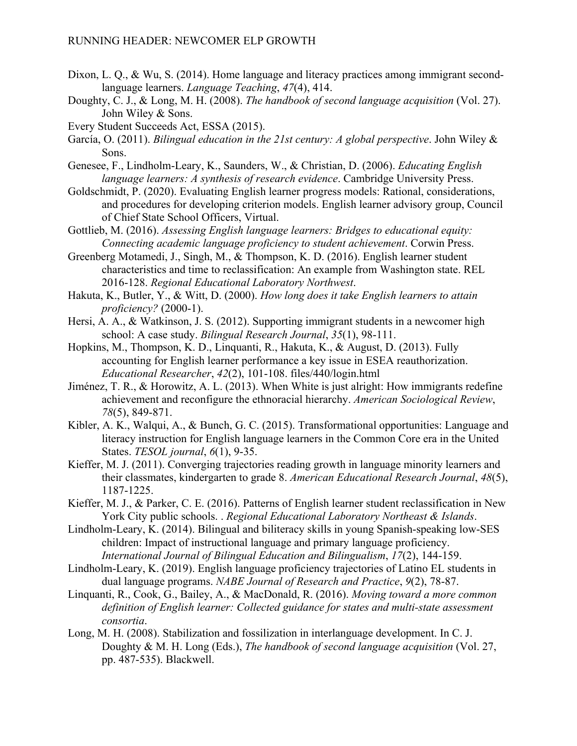Dixon, L. Q., & Wu, S. (2014). Home language and literacy practices among immigrant second-language learners. *Language Teaching*, *47*(4), 414.

Doughty, C. J., & Long, M. H. (2008). *The handbook of second language acquisition* (Vol. 27). John Wiley & Sons.

Every Student Succeeds Act, ESSA (2015).

García, O. (2011). *Bilingual education in the 21st century: A global perspective*. John Wiley & Sons.

Genesee, F., Lindholm-Leary, K., Saunders, W., & Christian, D. (2006). *Educating English language learners: A synthesis of research evidence*. Cambridge University Press.

Goldschmidt, P. (2020). Evaluating English learner progress models: Rational, considerations, and procedures for developing criterion models. English learner advisory group, Council of Chief State School Officers, Virtual.

Gottlieb, M. (2016). *Assessing English language learners: Bridges to educational equity: Connecting academic language proficiency to student achievement*. Corwin Press.

Greenberg Motamedi, J., Singh, M., & Thompson, K. D. (2016). English learner student characteristics and time to reclassification: An example from Washington state. REL 2016-128. *Regional Educational Laboratory Northwest*.

Hakuta, K., Butler, Y., & Witt, D. (2000). *How long does it take English learners to attain proficiency?* (2000-1).

Hersi, A. A., & Watkinson, J. S. (2012). Supporting immigrant students in a newcomer high school: A case study. *Bilingual Research Journal*, *35*(1), 98-111.

Hopkins, M., Thompson, K. D., Linquanti, R., Hakuta, K., & August, D. (2013). Fully accounting for English learner performance a key issue in ESEA reauthorization. *Educational Researcher*, *42*(2), 101-108. files/440/login.html

Jiménez, T. R., & Horowitz, A. L. (2013). When White is just alright: How immigrants redefine achievement and reconfigure the ethnoracial hierarchy. *American Sociological Review*, *78*(5), 849-871.

Kibler, A. K., Walqui, A., & Bunch, G. C. (2015). Transformational opportunities: Language and literacy instruction for English language learners in the Common Core era in the United States. *TESOL journal*, *6*(1), 9-35.

Kieffer, M. J. (2011). Converging trajectories reading growth in language minority learners and their classmates, kindergarten to grade 8. *American Educational Research Journal*, *48*(5), 1187-1225.

Kieffer, M. J., & Parker, C. E. (2016). Patterns of English learner student reclassification in New York City public schools. . *Regional Educational Laboratory Northeast & Islands*.

Lindholm-Leary, K. (2014). Bilingual and biliteracy skills in young Spanish-speaking low-SES children: Impact of instructional language and primary language proficiency. *International Journal of Bilingual Education and Bilingualism*, *17*(2), 144-159.

Lindholm-Leary, K. (2019). English language proficiency trajectories of Latino EL students in dual language programs. *NABE Journal of Research and Practice*, *9*(2), 78-87.

Linquanti, R., Cook, G., Bailey, A., & MacDonald, R. (2016). *Moving toward a more common definition of English learner: Collected guidance for states and multi-state assessment consortia*.

Long, M. H. (2008). Stabilization and fossilization in interlanguage development. In C. J. Doughty & M. H. Long (Eds.), *The handbook of second language acquisition* (Vol. 27, pp. 487-535). Blackwell.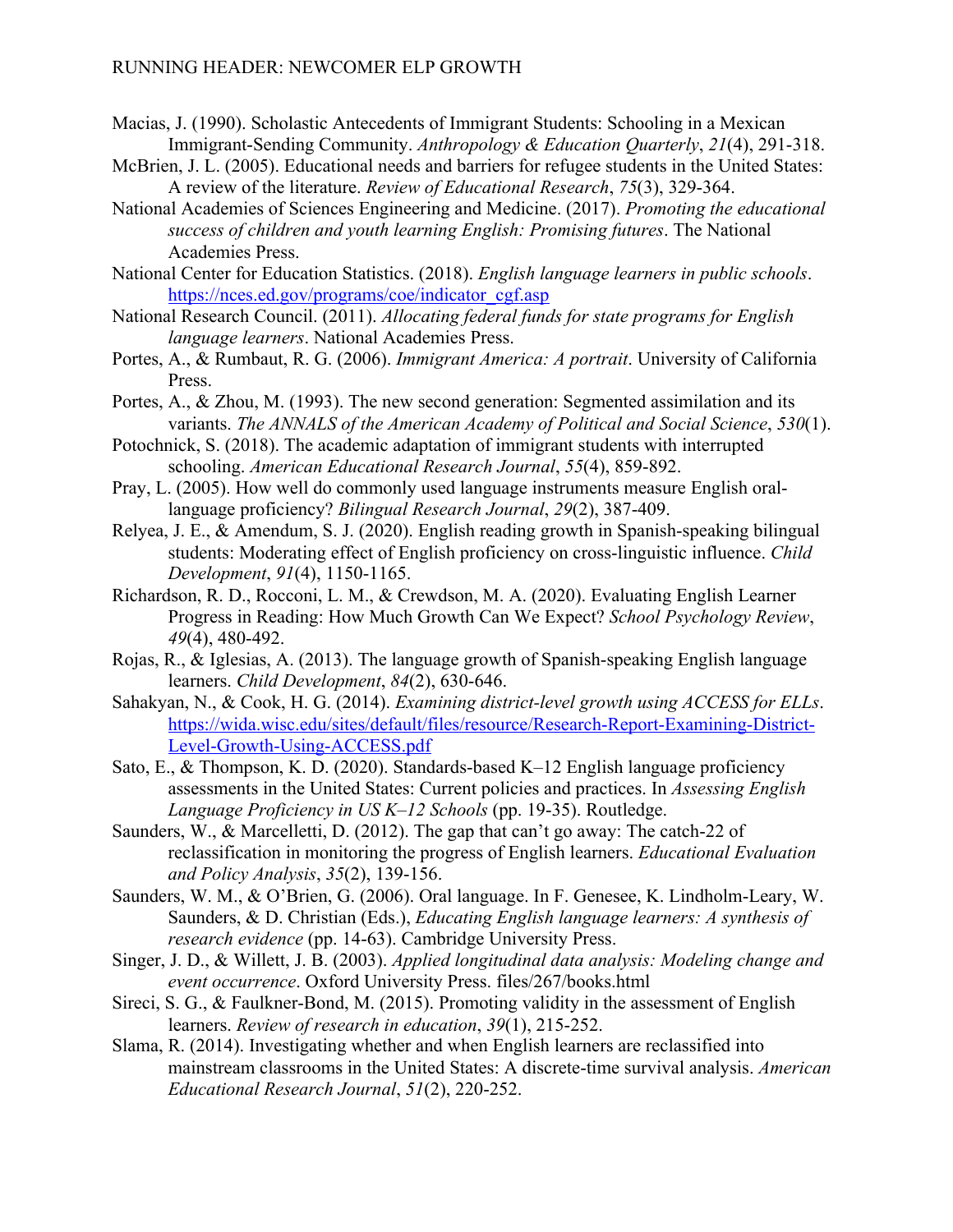Macias, J. (1990). Scholastic Antecedents of Immigrant Students: Schooling in a Mexican Immigrant-Sending Community. *Anthropology & Education Quarterly*, *21*(4), 291-318.

McBrien, J. L. (2005). Educational needs and barriers for refugee students in the United States: A review of the literature. *Review of Educational Research*, *75*(3), 329-364.

National Academies of Sciences Engineering and Medicine. (2017). *Promoting the educational success of children and youth learning English: Promising futures*. The National Academies Press.

National Center for Education Statistics. (2018). *English language learners in public schools*. https://nces.ed.gov/programs/coe/indicator_cgf.asp

National Research Council. (2011). *Allocating federal funds for state programs for English language learners*. National Academies Press.

Portes, A., & Rumbaut, R. G. (2006). *Immigrant America: A portrait*. University of California Press.

Portes, A., & Zhou, M. (1993). The new second generation: Segmented assimilation and its variants. *The ANNALS of the American Academy of Political and Social Science*, *530*(1).

Potochnick, S. (2018). The academic adaptation of immigrant students with interrupted schooling. *American Educational Research Journal*, *55*(4), 859-892.

Pray, L. (2005). How well do commonly used language instruments measure English oral-language proficiency? *Bilingual Research Journal*, *29*(2), 387-409.

Relyea, J. E., & Amendum, S. J. (2020). English reading growth in Spanish-speaking bilingual students: Moderating effect of English proficiency on cross-linguistic influence. *Child Development*, *91*(4), 1150-1165.

Richardson, R. D., Rocconi, L. M., & Crewdson, M. A. (2020). Evaluating English Learner Progress in Reading: How Much Growth Can We Expect? *School Psychology Review*, *49*(4), 480-492.

Rojas, R., & Iglesias, A. (2013). The language growth of Spanish-speaking English language learners. *Child Development*, *84*(2), 630-646.

Sahakyan, N., & Cook, H. G. (2014). *Examining district-level growth using ACCESS for ELLs*. https://wida.wisc.edu/sites/default/files/resource/Research-Report-Examining-District-Level-Growth-Using-ACCESS.pdf

Sato, E., & Thompson, K. D. (2020). Standards-based K–12 English language proficiency assessments in the United States: Current policies and practices. In *Assessing English Language Proficiency in US K–12 Schools* (pp. 19-35). Routledge.

Saunders, W., & Marcelletti, D. (2012). The gap that can't go away: The catch-22 of reclassification in monitoring the progress of English learners. *Educational Evaluation and Policy Analysis*, *35*(2), 139-156.

Saunders, W. M., & O'Brien, G. (2006). Oral language. In F. Genesee, K. Lindholm-Leary, W. Saunders, & D. Christian (Eds.), *Educating English language learners: A synthesis of research evidence* (pp. 14-63). Cambridge University Press.

Singer, J. D., & Willett, J. B. (2003). *Applied longitudinal data analysis: Modeling change and event occurrence*. Oxford University Press. files/267/books.html

Sireci, S. G., & Faulkner-Bond, M. (2015). Promoting validity in the assessment of English learners. *Review of research in education*, *39*(1), 215-252.

Slama, R. (2014). Investigating whether and when English learners are reclassified into mainstream classrooms in the United States: A discrete-time survival analysis. *American Educational Research Journal*, *51*(2), 220-252.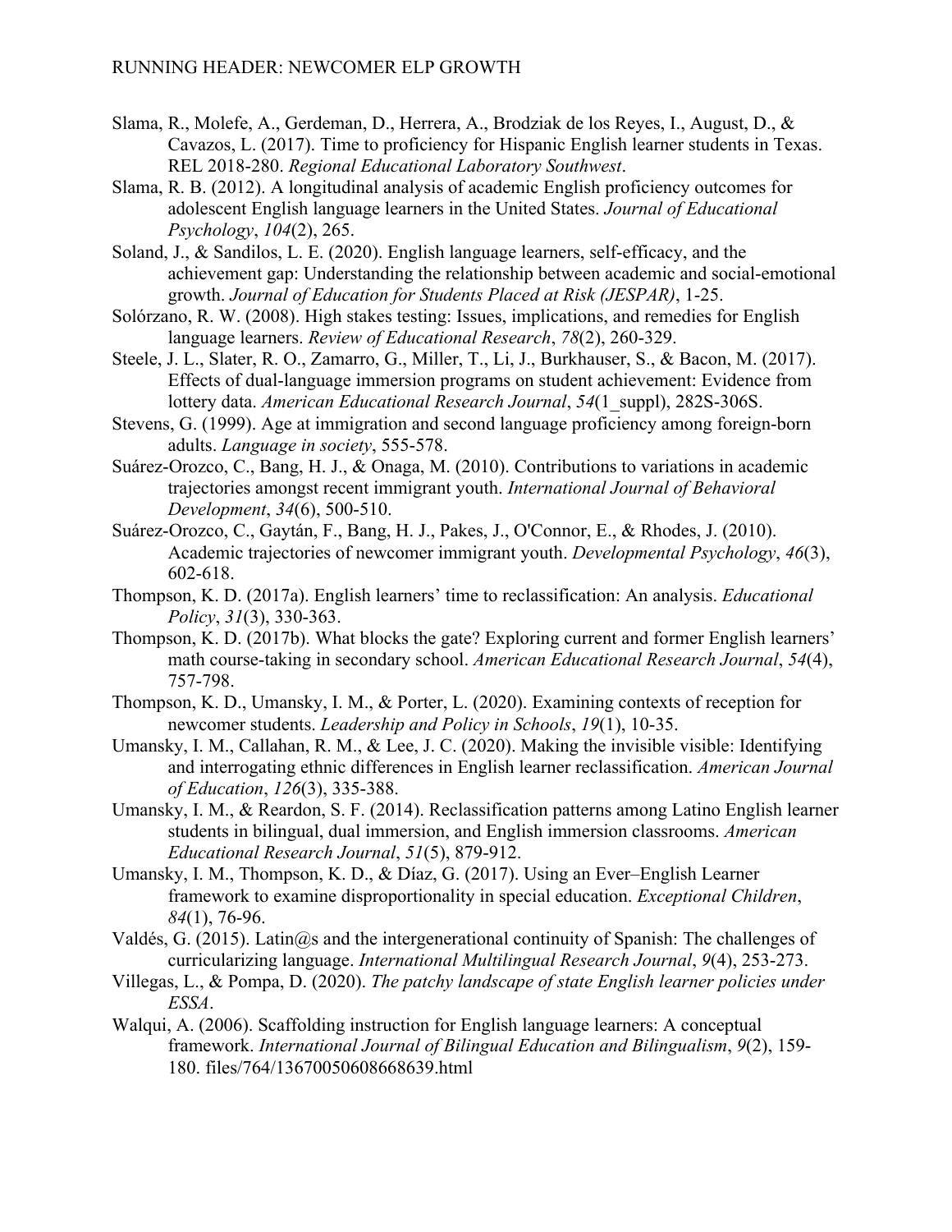Slama, R., Molefe, A., Gerdeman, D., Herrera, A., Brodziak de los Reyes, I., August, D., & Cavazos, L. (2017). Time to proficiency for Hispanic English learner students in Texas. REL 2018-280. *Regional Educational Laboratory Southwest*.

Slama, R. B. (2012). A longitudinal analysis of academic English proficiency outcomes for adolescent English language learners in the United States. *Journal of Educational Psychology*, *104*(2), 265.

Soland, J., & Sandilos, L. E. (2020). English language learners, self-efficacy, and the achievement gap: Understanding the relationship between academic and social-emotional growth. *Journal of Education for Students Placed at Risk (JESPAR)*, 1-25.

Solórzano, R. W. (2008). High stakes testing: Issues, implications, and remedies for English language learners. *Review of Educational Research*, *78*(2), 260-329.

Steele, J. L., Slater, R. O., Zamarro, G., Miller, T., Li, J., Burkhauser, S., & Bacon, M. (2017). Effects of dual-language immersion programs on student achievement: Evidence from lottery data. *American Educational Research Journal*, *54*(1_suppl), 282S-306S.

Stevens, G. (1999). Age at immigration and second language proficiency among foreign-born adults. *Language in society*, 555-578.

Suárez-Orozco, C., Bang, H. J., & Onaga, M. (2010). Contributions to variations in academic trajectories amongst recent immigrant youth. *International Journal of Behavioral Development*, *34*(6), 500-510.

Suárez-Orozco, C., Gaytán, F., Bang, H. J., Pakes, J., O'Connor, E., & Rhodes, J. (2010). Academic trajectories of newcomer immigrant youth. *Developmental Psychology*, *46*(3), 602-618.

Thompson, K. D. (2017a). English learners' time to reclassification: An analysis. *Educational Policy*, *31*(3), 330-363.

Thompson, K. D. (2017b). What blocks the gate? Exploring current and former English learners' math course-taking in secondary school. *American Educational Research Journal*, *54*(4), 757-798.

Thompson, K. D., Umansky, I. M., & Porter, L. (2020). Examining contexts of reception for newcomer students. *Leadership and Policy in Schools*, *19*(1), 10-35.

Umansky, I. M., Callahan, R. M., & Lee, J. C. (2020). Making the invisible visible: Identifying and interrogating ethnic differences in English learner reclassification. *American Journal of Education*, *126*(3), 335-388.

Umansky, I. M., & Reardon, S. F. (2014). Reclassification patterns among Latino English learner students in bilingual, dual immersion, and English immersion classrooms. *American Educational Research Journal*, *51*(5), 879-912.

Umansky, I. M., Thompson, K. D., & Díaz, G. (2017). Using an Ever–English Learner framework to examine disproportionality in special education. *Exceptional Children*, *84*(1), 76-96.

Valdés, G. (2015). Latin@s and the intergenerational continuity of Spanish: The challenges of curricularizing language. *International Multilingual Research Journal*, *9*(4), 253-273.

Villegas, L., & Pompa, D. (2020). *The patchy landscape of state English learner policies under ESSA*.

Walqui, A. (2006). Scaffolding instruction for English language learners: A conceptual framework. *International Journal of Bilingual Education and Bilingualism*, *9*(2), 159-180. files/764/13670050608668639.html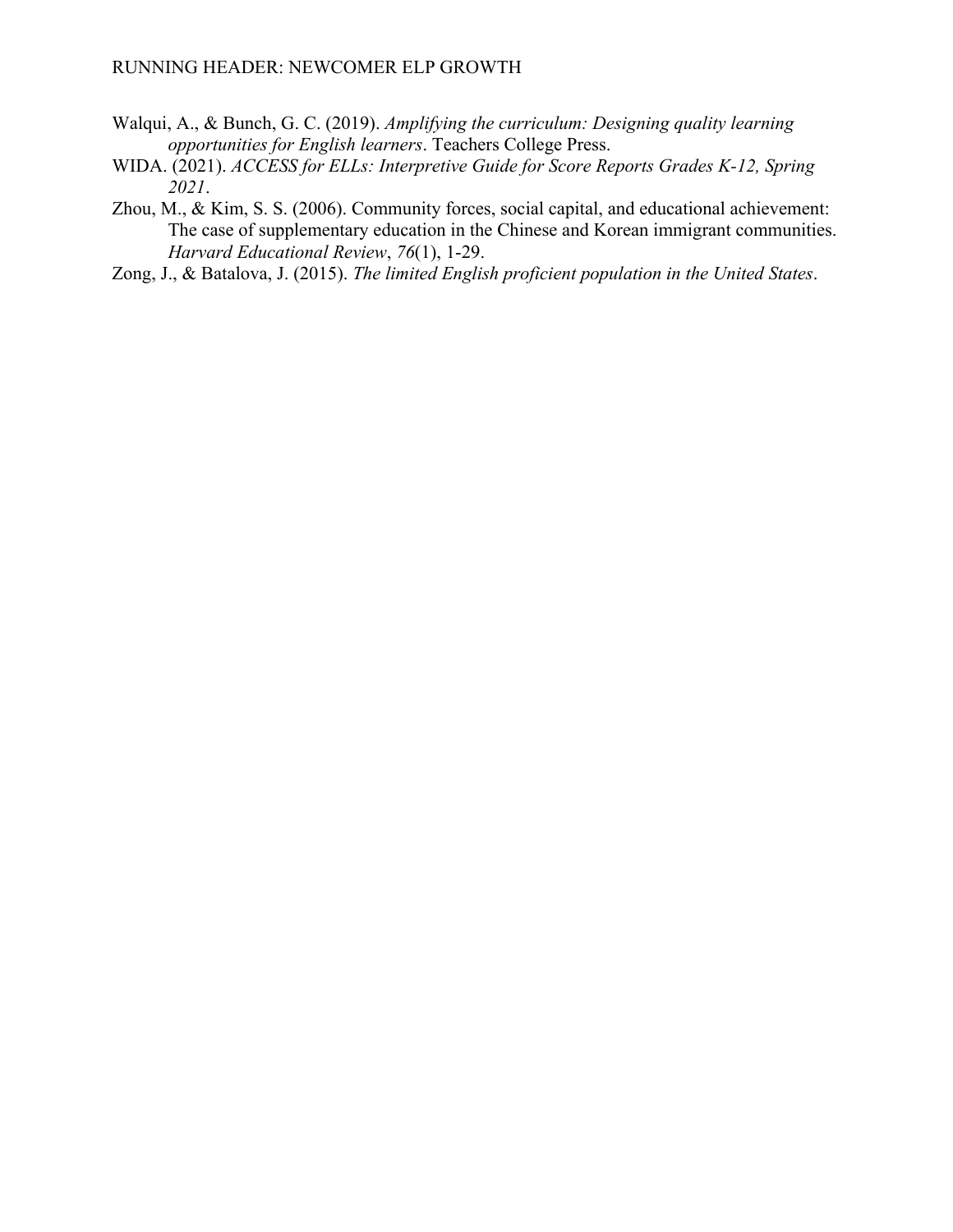Walqui, A., & Bunch, G. C. (2019). *Amplifying the curriculum: Designing quality learning opportunities for English learners*. Teachers College Press.

WIDA. (2021). *ACCESS for ELLs: Interpretive Guide for Score Reports Grades K-12, Spring 2021*.

Zhou, M., & Kim, S. S. (2006). Community forces, social capital, and educational achievement: The case of supplementary education in the Chinese and Korean immigrant communities. *Harvard Educational Review*, *76*(1), 1-29.

Zong, J., & Batalova, J. (2015). *The limited English proficient population in the United States*.